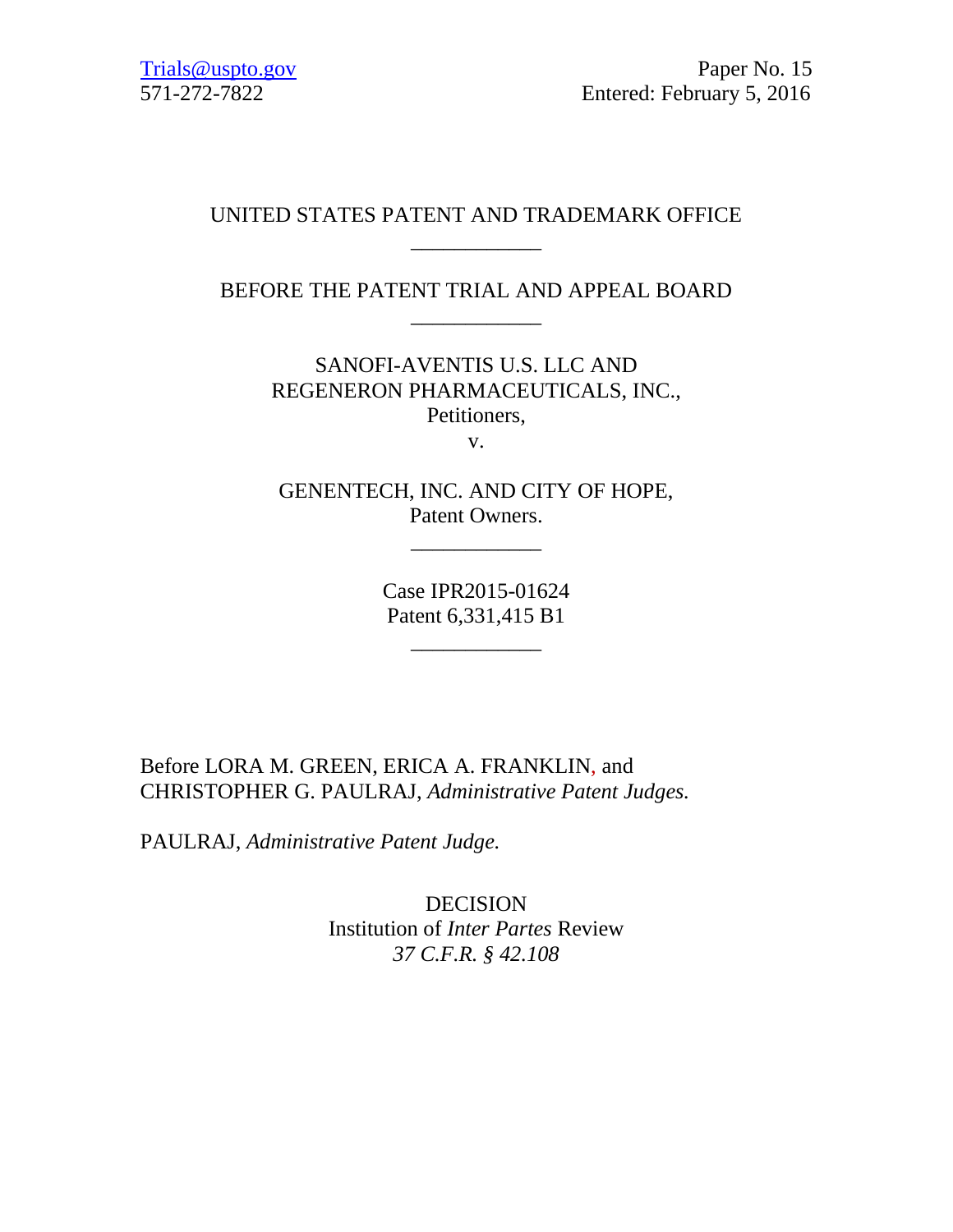Trials@uspto.gov
571-272-7822

Paper No. 15
Entered: February 5, 2016

UNITED STATES PATENT AND TRADEMARK OFFICE

---

BEFORE THE PATENT TRIAL AND APPEAL BOARD

---

SANOFI-AVENTIS U.S. LLC AND
REGENERON PHARMACEUTICALS, INC.,
Petitioners,

v.

GENENTECH, INC. AND CITY OF HOPE,
Patent Owners.

---

Case IPR2015-01624
Patent 6,331,415 B1

---

Before LORA M. GREEN, ERICA A. FRANKLIN, and
CHRISTOPHER G. PAULRAJ, *Administrative Patent Judges.*

PAULRAJ, *Administrative Patent Judge.*

DECISION
Institution of *Inter Partes* Review
*37 C.F.R. § 42.108*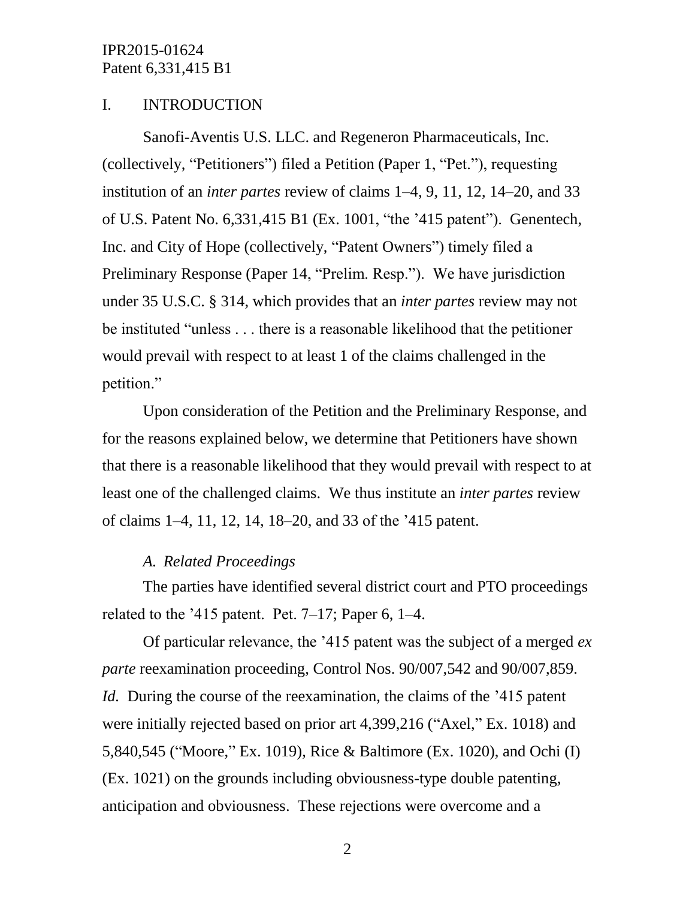## I. INTRODUCTION

Sanofi-Aventis U.S. LLC. and Regeneron Pharmaceuticals, Inc. (collectively, "Petitioners") filed a Petition (Paper 1, "Pet."), requesting institution of an *inter partes* review of claims 1–4, 9, 11, 12, 14–20, and 33 of U.S. Patent No. 6,331,415 B1 (Ex. 1001, "the '415 patent"). Genentech, Inc. and City of Hope (collectively, "Patent Owners") timely filed a Preliminary Response (Paper 14, "Prelim. Resp."). We have jurisdiction under 35 U.S.C. § 314, which provides that an *inter partes* review may not be instituted "unless . . . there is a reasonable likelihood that the petitioner would prevail with respect to at least 1 of the claims challenged in the petition."

Upon consideration of the Petition and the Preliminary Response, and for the reasons explained below, we determine that Petitioners have shown that there is a reasonable likelihood that they would prevail with respect to at least one of the challenged claims. We thus institute an *inter partes* review of claims 1–4, 11, 12, 14, 18–20, and 33 of the '415 patent.

### *A. Related Proceedings*

The parties have identified several district court and PTO proceedings related to the '415 patent. Pet. 7–17; Paper 6, 1–4.

Of particular relevance, the '415 patent was the subject of a merged *ex parte* reexamination proceeding, Control Nos. 90/007,542 and 90/007,859. *Id.* During the course of the reexamination, the claims of the '415 patent were initially rejected based on prior art 4,399,216 ("Axel," Ex. 1018) and 5,840,545 ("Moore," Ex. 1019), Rice & Baltimore (Ex. 1020), and Ochi (I) (Ex. 1021) on the grounds including obviousness-type double patenting, anticipation and obviousness. These rejections were overcome and a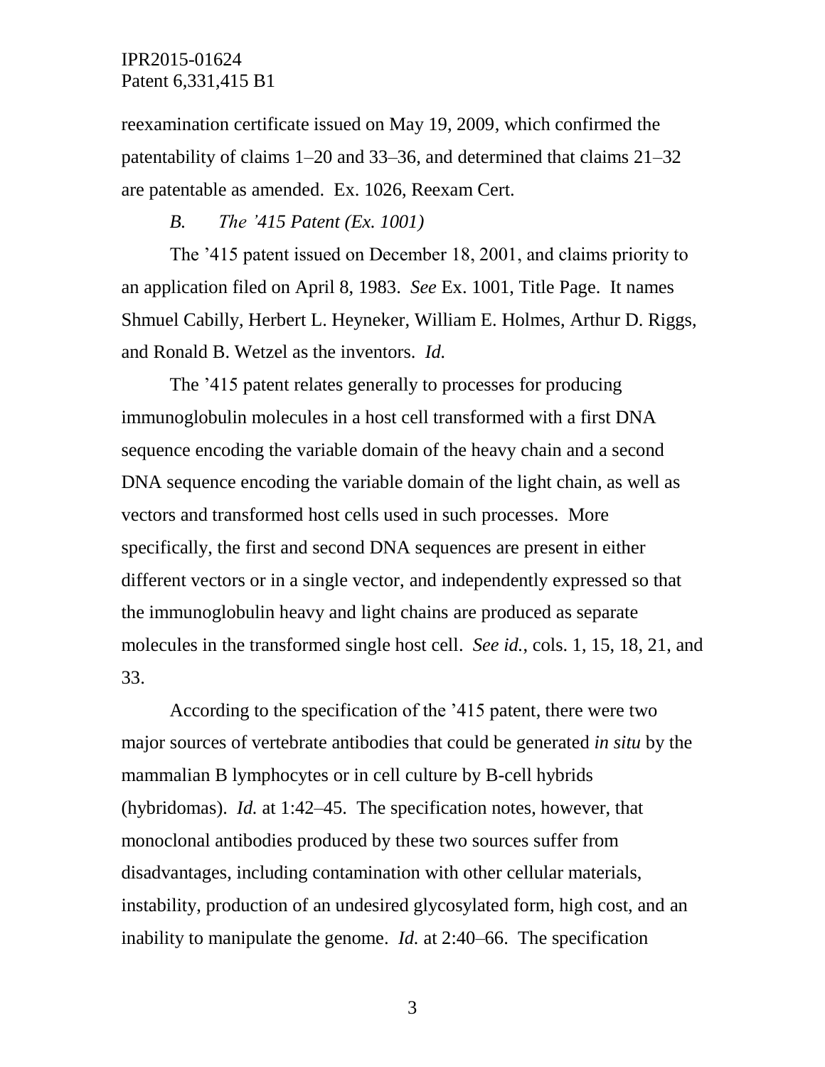reexamination certificate issued on May 19, 2009, which confirmed the patentability of claims 1–20 and 33–36, and determined that claims 21–32 are patentable as amended. Ex. 1026, Reexam Cert.

### *B. The '415 Patent (Ex. 1001)*

The '415 patent issued on December 18, 2001, and claims priority to an application filed on April 8, 1983. *See* Ex. 1001, Title Page. It names Shmuel Cabilly, Herbert L. Heyneker, William E. Holmes, Arthur D. Riggs, and Ronald B. Wetzel as the inventors. *Id.*

The '415 patent relates generally to processes for producing immunoglobulin molecules in a host cell transformed with a first DNA sequence encoding the variable domain of the heavy chain and a second DNA sequence encoding the variable domain of the light chain, as well as vectors and transformed host cells used in such processes. More specifically, the first and second DNA sequences are present in either different vectors or in a single vector, and independently expressed so that the immunoglobulin heavy and light chains are produced as separate molecules in the transformed single host cell. *See id.*, cols. 1, 15, 18, 21, and 33.

According to the specification of the '415 patent, there were two major sources of vertebrate antibodies that could be generated *in situ* by the mammalian B lymphocytes or in cell culture by B-cell hybrids (hybridomas). *Id.* at 1:42–45. The specification notes, however, that monoclonal antibodies produced by these two sources suffer from disadvantages, including contamination with other cellular materials, instability, production of an undesired glycosylated form, high cost, and an inability to manipulate the genome. *Id.* at 2:40–66. The specification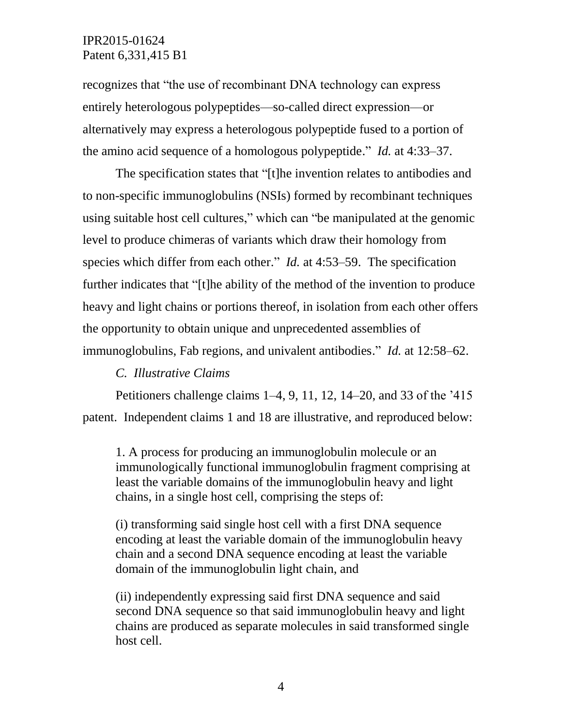recognizes that "the use of recombinant DNA technology can express entirely heterologous polypeptides—so-called direct expression—or alternatively may express a heterologous polypeptide fused to a portion of the amino acid sequence of a homologous polypeptide." *Id.* at 4:33–37.

The specification states that "[t]he invention relates to antibodies and to non-specific immunoglobulins (NSIs) formed by recombinant techniques using suitable host cell cultures," which can "be manipulated at the genomic level to produce chimeras of variants which draw their homology from species which differ from each other." *Id.* at 4:53–59. The specification further indicates that "[t]he ability of the method of the invention to produce heavy and light chains or portions thereof, in isolation from each other offers the opportunity to obtain unique and unprecedented assemblies of immunoglobulins, Fab regions, and univalent antibodies." *Id.* at 12:58–62.

### *C. Illustrative Claims*

Petitioners challenge claims 1–4, 9, 11, 12, 14–20, and 33 of the '415 patent. Independent claims 1 and 18 are illustrative, and reproduced below:

> 1. A process for producing an immunoglobulin molecule or an immunologically functional immunoglobulin fragment comprising at least the variable domains of the immunoglobulin heavy and light chains, in a single host cell, comprising the steps of:
>
> (i) transforming said single host cell with a first DNA sequence encoding at least the variable domain of the immunoglobulin heavy chain and a second DNA sequence encoding at least the variable domain of the immunoglobulin light chain, and
>
> (ii) independently expressing said first DNA sequence and said second DNA sequence so that said immunoglobulin heavy and light chains are produced as separate molecules in said transformed single host cell.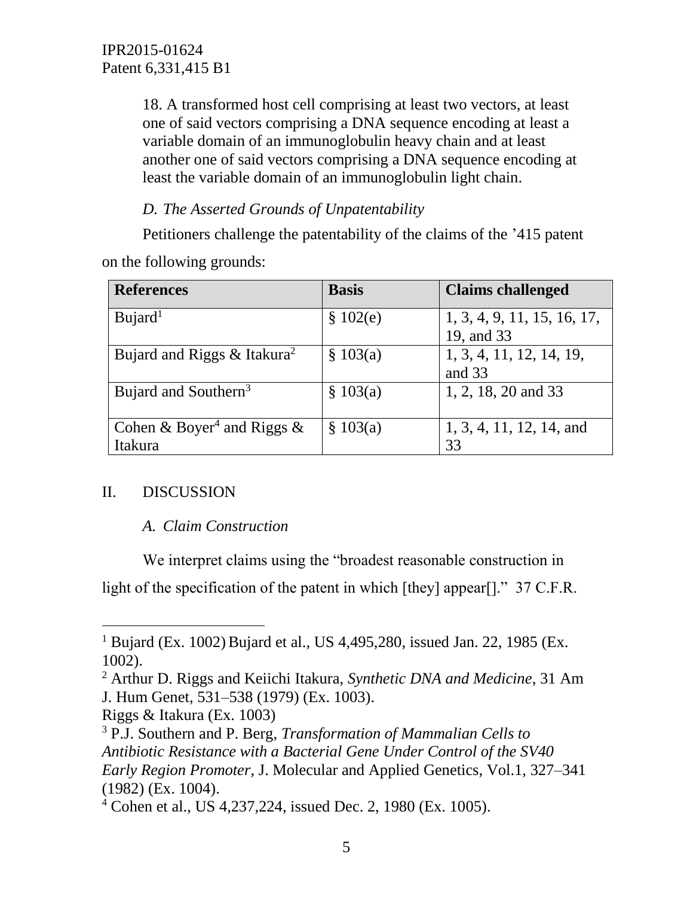18. A transformed host cell comprising at least two vectors, at least one of said vectors comprising a DNA sequence encoding at least a variable domain of an immunoglobulin heavy chain and at least another one of said vectors comprising a DNA sequence encoding at least the variable domain of an immunoglobulin light chain.

### *D. The Asserted Grounds of Unpatentability*

Petitioners challenge the patentability of the claims of the '415 patent on the following grounds:

| References | Basis | Claims challenged |
|---|---|---|
| Bujard[1] | § 102(e) | 1, 3, 4, 9, 11, 15, 16, 17, 19, and 33 |
| Bujard and Riggs & Itakura[2] | § 103(a) | 1, 3, 4, 11, 12, 14, 19, and 33 |
| Bujard and Southern[3] | § 103(a) | 1, 2, 18, 20 and 33 |
| Cohen & Boyer[4] and Riggs & Itakura | § 103(a) | 1, 3, 4, 11, 12, 14, and 33 |

## II. DISCUSSION

### *A. Claim Construction*

We interpret claims using the "broadest reasonable construction in light of the specification of the patent in which [they] appear[]." 37 C.F.R.

---

[1] Bujard (Ex. 1002) Bujard et al., US 4,495,280, issued Jan. 22, 1985 (Ex. 1002).

[2] Arthur D. Riggs and Keiichi Itakura, *Synthetic DNA and Medicine*, 31 Am J. Hum Genet, 531–538 (1979) (Ex. 1003).
Riggs & Itakura (Ex. 1003)

[3] P.J. Southern and P. Berg, *Transformation of Mammalian Cells to Antibiotic Resistance with a Bacterial Gene Under Control of the SV40 Early Region Promoter*, J. Molecular and Applied Genetics, Vol.1, 327–341 (1982) (Ex. 1004).

[4] Cohen et al., US 4,237,224, issued Dec. 2, 1980 (Ex. 1005).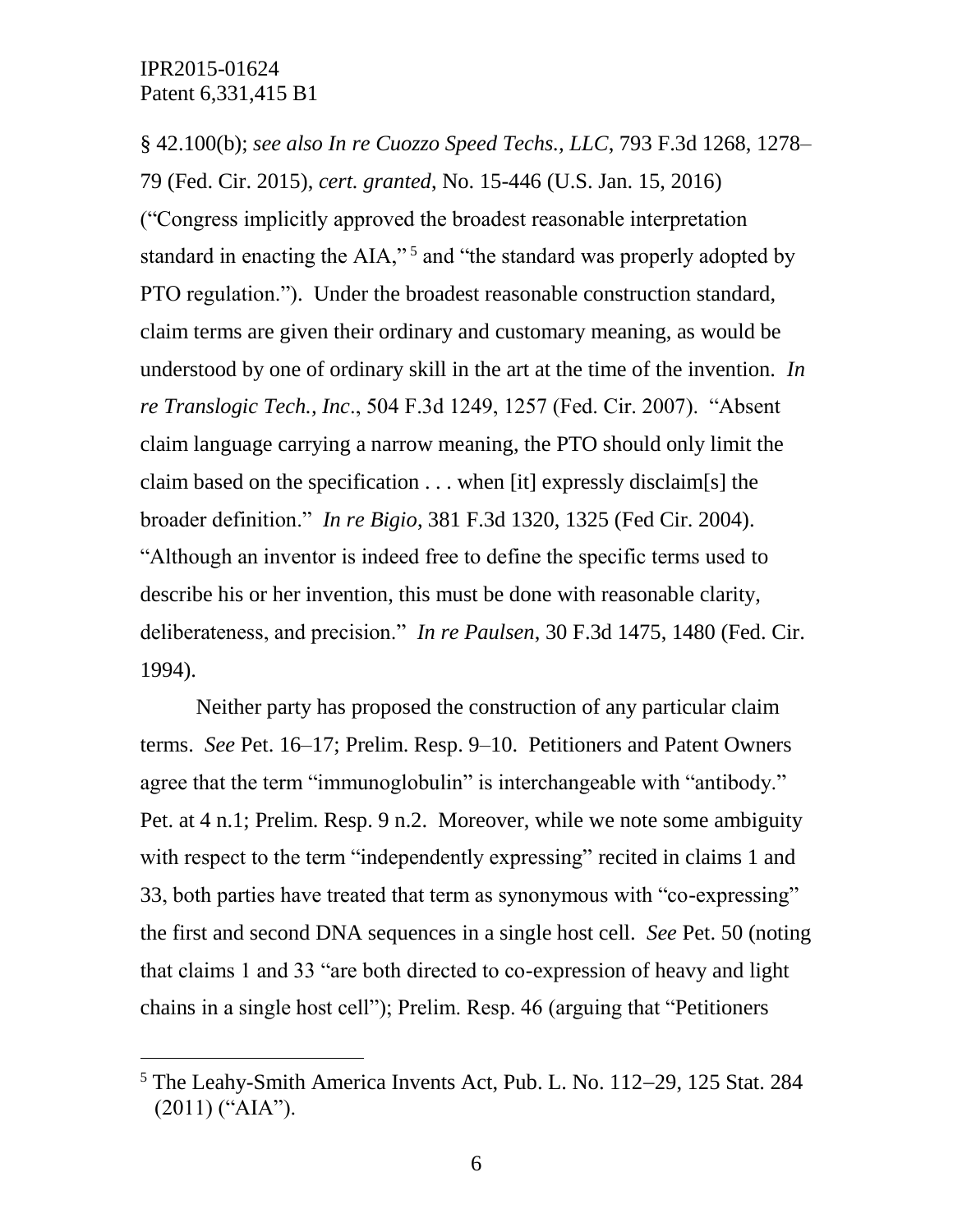§ 42.100(b); *see also In re Cuozzo Speed Techs., LLC*, 793 F.3d 1268, 1278–79 (Fed. Cir. 2015), *cert. granted*, No. 15-446 (U.S. Jan. 15, 2016) ("Congress implicitly approved the broadest reasonable interpretation standard in enacting the AIA,"[5] and "the standard was properly adopted by PTO regulation."). Under the broadest reasonable construction standard, claim terms are given their ordinary and customary meaning, as would be understood by one of ordinary skill in the art at the time of the invention. *In re Translogic Tech., Inc*., 504 F.3d 1249, 1257 (Fed. Cir. 2007). "Absent claim language carrying a narrow meaning, the PTO should only limit the claim based on the specification . . . when [it] expressly disclaim[s] the broader definition." *In re Bigio*, 381 F.3d 1320, 1325 (Fed Cir. 2004). "Although an inventor is indeed free to define the specific terms used to describe his or her invention, this must be done with reasonable clarity, deliberateness, and precision." *In re Paulsen*, 30 F.3d 1475, 1480 (Fed. Cir. 1994).

Neither party has proposed the construction of any particular claim terms. *See* Pet. 16–17; Prelim. Resp. 9–10. Petitioners and Patent Owners agree that the term "immunoglobulin" is interchangeable with "antibody." Pet. at 4 n.1; Prelim. Resp. 9 n.2. Moreover, while we note some ambiguity with respect to the term "independently expressing" recited in claims 1 and 33, both parties have treated that term as synonymous with "co-expressing" the first and second DNA sequences in a single host cell. *See* Pet. 50 (noting that claims 1 and 33 "are both directed to co-expression of heavy and light chains in a single host cell"); Prelim. Resp. 46 (arguing that "Petitioners

[5] The Leahy-Smith America Invents Act, Pub. L. No. 112–29, 125 Stat. 284 (2011) ("AIA").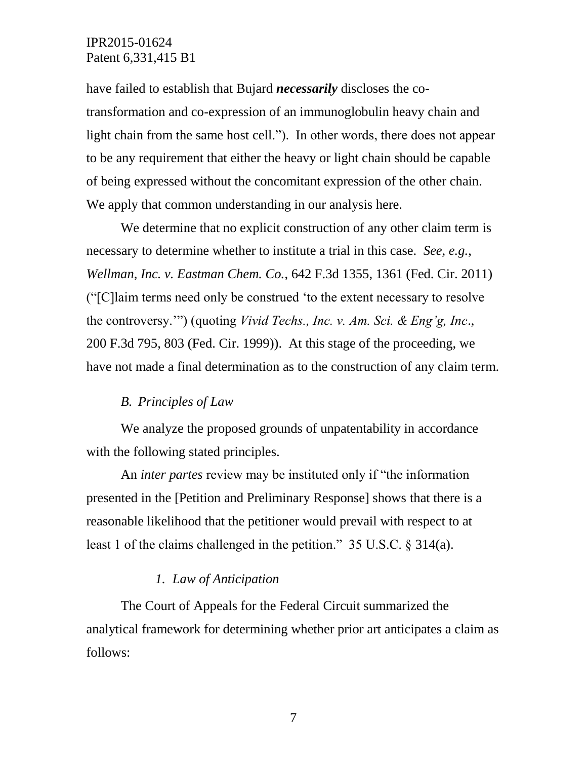have failed to establish that Bujard ***necessarily*** discloses the co-transformation and co-expression of an immunoglobulin heavy chain and light chain from the same host cell."). In other words, there does not appear to be any requirement that either the heavy or light chain should be capable of being expressed without the concomitant expression of the other chain. We apply that common understanding in our analysis here.

We determine that no explicit construction of any other claim term is necessary to determine whether to institute a trial in this case. *See, e.g.*, *Wellman, Inc. v. Eastman Chem. Co.*, 642 F.3d 1355, 1361 (Fed. Cir. 2011) ("[C]laim terms need only be construed 'to the extent necessary to resolve the controversy.'") (quoting *Vivid Techs., Inc. v. Am. Sci. & Eng'g, Inc*., 200 F.3d 795, 803 (Fed. Cir. 1999)). At this stage of the proceeding, we have not made a final determination as to the construction of any claim term.

### *B. Principles of Law*

We analyze the proposed grounds of unpatentability in accordance with the following stated principles.

An *inter partes* review may be instituted only if "the information presented in the [Petition and Preliminary Response] shows that there is a reasonable likelihood that the petitioner would prevail with respect to at least 1 of the claims challenged in the petition." 35 U.S.C. § 314(a).

#### *1. Law of Anticipation*

The Court of Appeals for the Federal Circuit summarized the analytical framework for determining whether prior art anticipates a claim as follows: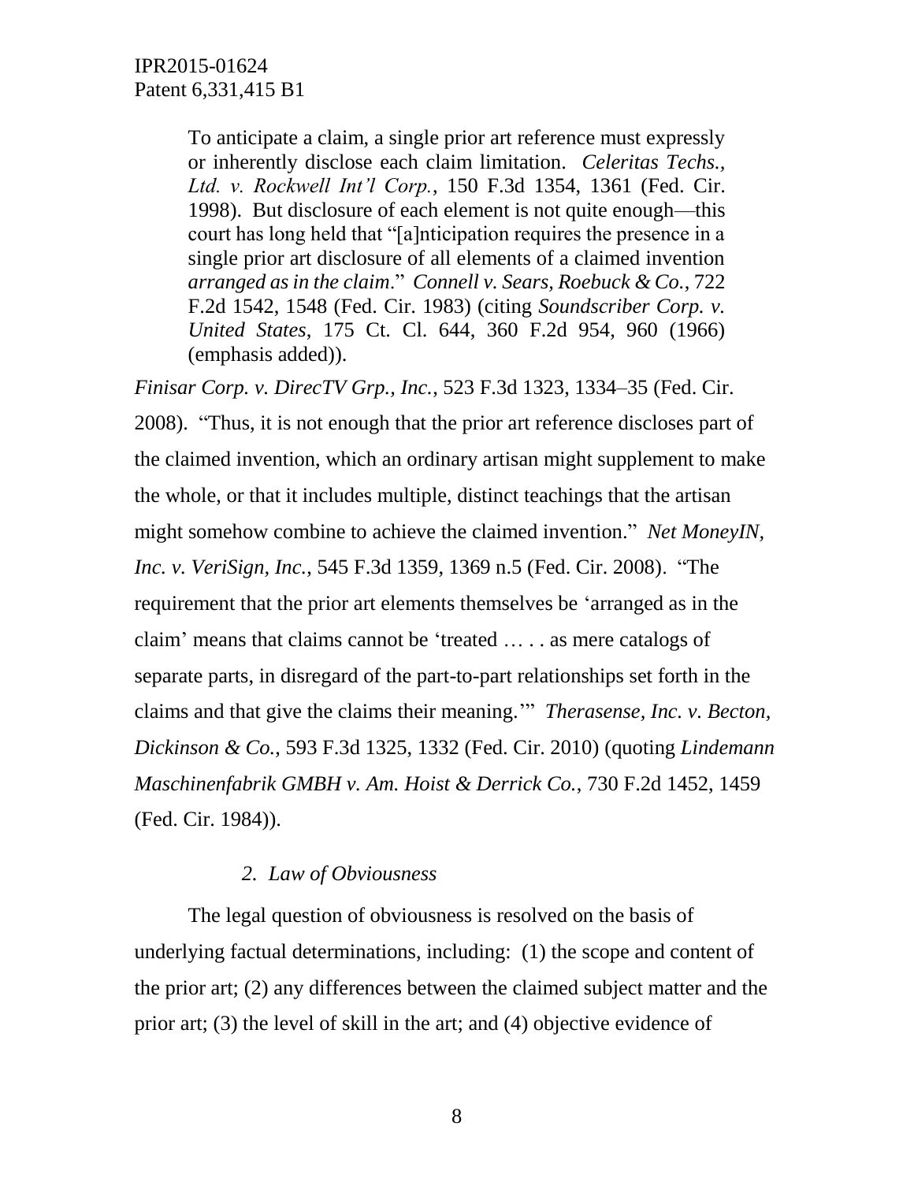> To anticipate a claim, a single prior art reference must expressly or inherently disclose each claim limitation. *Celeritas Techs., Ltd. v. Rockwell Int'l Corp.*, 150 F.3d 1354, 1361 (Fed. Cir. 1998). But disclosure of each element is not quite enough—this court has long held that "[a]nticipation requires the presence in a single prior art disclosure of all elements of a claimed invention *arranged as in the claim*." *Connell v. Sears, Roebuck & Co.*, 722 F.2d 1542, 1548 (Fed. Cir. 1983) (citing *Soundscriber Corp. v. United States*, 175 Ct. Cl. 644, 360 F.2d 954, 960 (1966) (emphasis added)).

*Finisar Corp. v. DirecTV Grp., Inc.*, 523 F.3d 1323, 1334–35 (Fed. Cir. 2008). "Thus, it is not enough that the prior art reference discloses part of the claimed invention, which an ordinary artisan might supplement to make the whole, or that it includes multiple, distinct teachings that the artisan might somehow combine to achieve the claimed invention." *Net MoneyIN, Inc. v. VeriSign, Inc.*, 545 F.3d 1359, 1369 n.5 (Fed. Cir. 2008). "The requirement that the prior art elements themselves be 'arranged as in the claim' means that claims cannot be 'treated … . . as mere catalogs of separate parts, in disregard of the part-to-part relationships set forth in the claims and that give the claims their meaning.'" *Therasense, Inc. v. Becton, Dickinson & Co.*, 593 F.3d 1325, 1332 (Fed. Cir. 2010) (quoting *Lindemann Maschinenfabrik GMBH v. Am. Hoist & Derrick Co.*, 730 F.2d 1452, 1459 (Fed. Cir. 1984)).

### *2. Law of Obviousness*

The legal question of obviousness is resolved on the basis of underlying factual determinations, including: (1) the scope and content of the prior art; (2) any differences between the claimed subject matter and the prior art; (3) the level of skill in the art; and (4) objective evidence of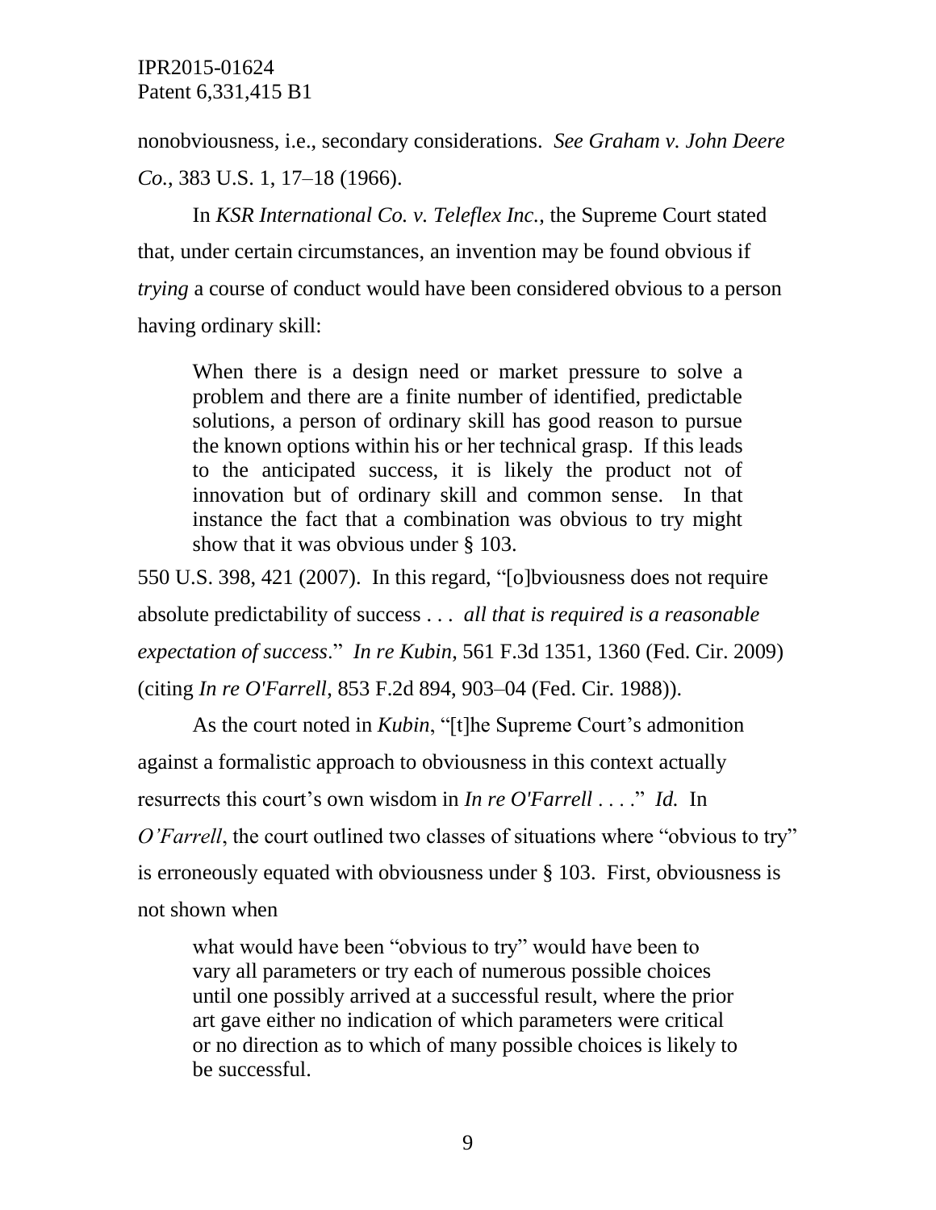nonobviousness, i.e., secondary considerations. *See Graham v. John Deere Co.*, 383 U.S. 1, 17–18 (1966).

In *KSR International Co. v. Teleflex Inc.*, the Supreme Court stated that, under certain circumstances, an invention may be found obvious if *trying* a course of conduct would have been considered obvious to a person having ordinary skill:

> When there is a design need or market pressure to solve a problem and there are a finite number of identified, predictable solutions, a person of ordinary skill has good reason to pursue the known options within his or her technical grasp. If this leads to the anticipated success, it is likely the product not of innovation but of ordinary skill and common sense. In that instance the fact that a combination was obvious to try might show that it was obvious under § 103.

550 U.S. 398, 421 (2007). In this regard, "[o]bviousness does not require absolute predictability of success . . . *all that is required is a reasonable expectation of success*." *In re Kubin*, 561 F.3d 1351, 1360 (Fed. Cir. 2009) (citing *In re O'Farrell*, 853 F.2d 894, 903–04 (Fed. Cir. 1988)).

As the court noted in *Kubin*, "[t]he Supreme Court's admonition against a formalistic approach to obviousness in this context actually resurrects this court's own wisdom in *In re O'Farrell* . . . ." *Id.* In *O'Farrell*, the court outlined two classes of situations where "obvious to try" is erroneously equated with obviousness under § 103. First, obviousness is not shown when

> what would have been "obvious to try" would have been to vary all parameters or try each of numerous possible choices until one possibly arrived at a successful result, where the prior art gave either no indication of which parameters were critical or no direction as to which of many possible choices is likely to be successful.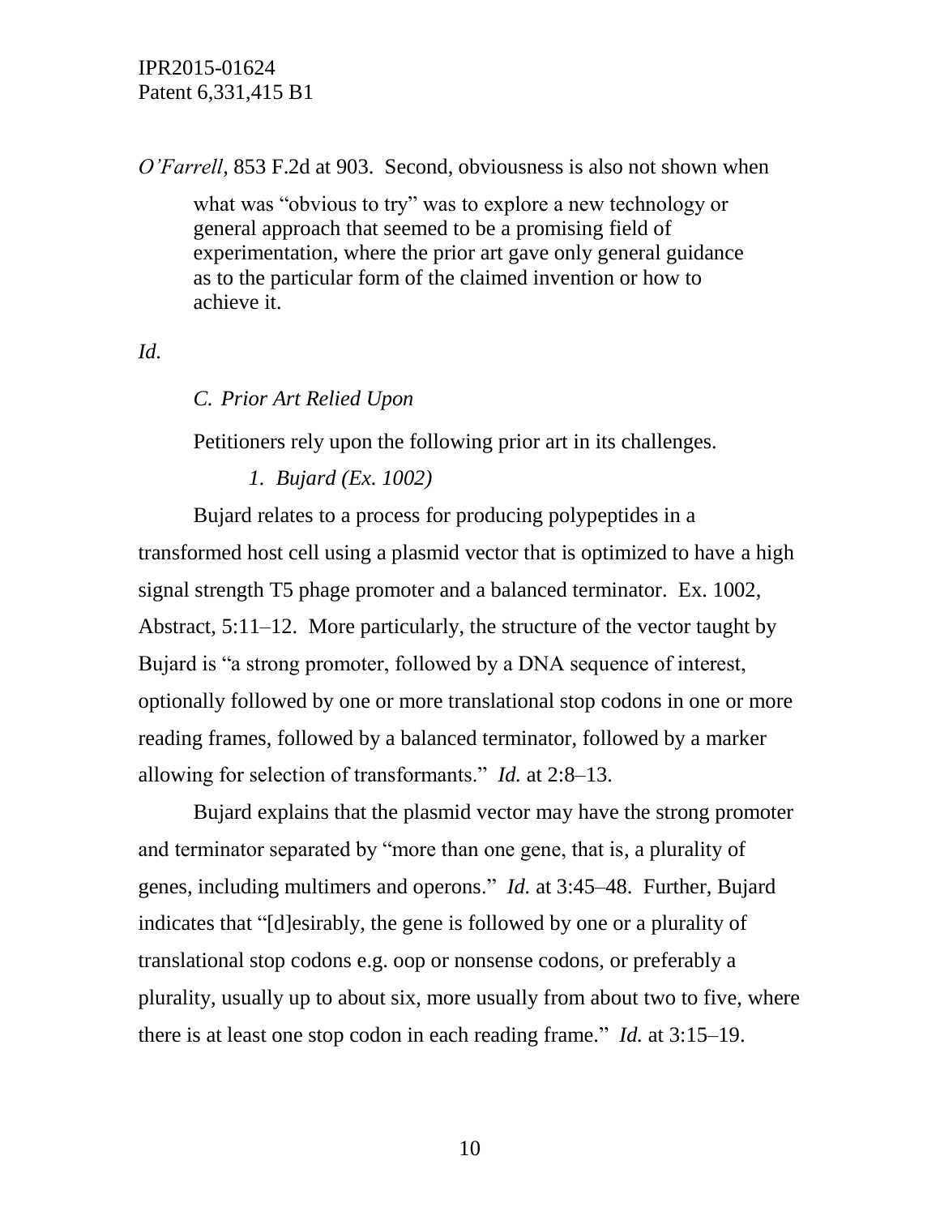*O'Farrell*, 853 F.2d at 903. Second, obviousness is also not shown when

> what was "obvious to try" was to explore a new technology or general approach that seemed to be a promising field of experimentation, where the prior art gave only general guidance as to the particular form of the claimed invention or how to achieve it.

*Id.*

### *C. Prior Art Relied Upon*

Petitioners rely upon the following prior art in its challenges.

#### *1. Bujard (Ex. 1002)*

Bujard relates to a process for producing polypeptides in a transformed host cell using a plasmid vector that is optimized to have a high signal strength T5 phage promoter and a balanced terminator. Ex. 1002, Abstract, 5:11–12. More particularly, the structure of the vector taught by Bujard is "a strong promoter, followed by a DNA sequence of interest, optionally followed by one or more translational stop codons in one or more reading frames, followed by a balanced terminator, followed by a marker allowing for selection of transformants." *Id.* at 2:8–13.

Bujard explains that the plasmid vector may have the strong promoter and terminator separated by "more than one gene, that is, a plurality of genes, including multimers and operons." *Id.* at 3:45–48. Further, Bujard indicates that "[d]esirably, the gene is followed by one or a plurality of translational stop codons e.g. oop or nonsense codons, or preferably a plurality, usually up to about six, more usually from about two to five, where there is at least one stop codon in each reading frame." *Id.* at 3:15–19.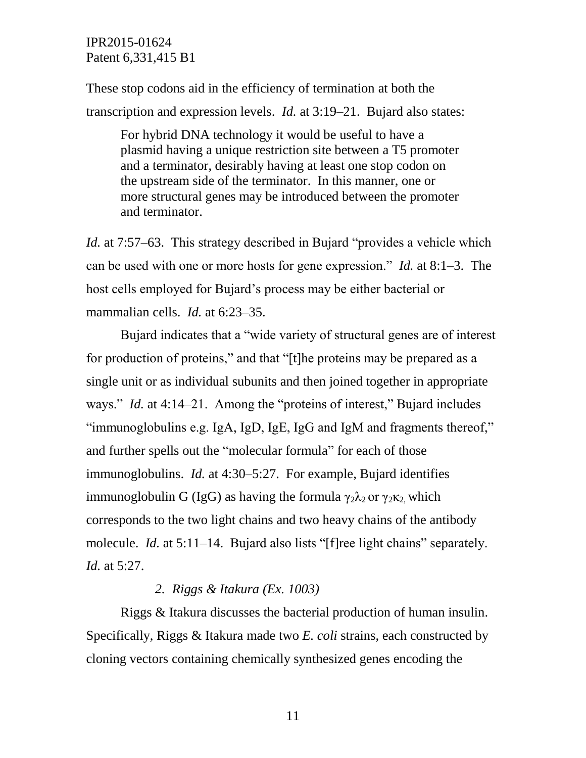These stop codons aid in the efficiency of termination at both the transcription and expression levels. *Id.* at 3:19–21. Bujard also states:

> For hybrid DNA technology it would be useful to have a plasmid having a unique restriction site between a T5 promoter and a terminator, desirably having at least one stop codon on the upstream side of the terminator. In this manner, one or more structural genes may be introduced between the promoter and terminator.

*Id.* at 7:57–63. This strategy described in Bujard "provides a vehicle which can be used with one or more hosts for gene expression." *Id.* at 8:1–3. The host cells employed for Bujard's process may be either bacterial or mammalian cells. *Id.* at 6:23–35.

Bujard indicates that a "wide variety of structural genes are of interest for production of proteins," and that "[t]he proteins may be prepared as a single unit or as individual subunits and then joined together in appropriate ways." *Id.* at 4:14–21. Among the "proteins of interest," Bujard includes "immunoglobulins e.g. IgA, IgD, IgE, IgG and IgM and fragments thereof," and further spells out the "molecular formula" for each of those immunoglobulins. *Id.* at 4:30–5:27. For example, Bujard identifies immunoglobulin G (IgG) as having the formula $\gamma_2\lambda_2$ or $\gamma_2\kappa_2$, which corresponds to the two light chains and two heavy chains of the antibody molecule. *Id.* at 5:11–14. Bujard also lists "[f]ree light chains" separately. *Id.* at 5:27.

*2. Riggs & Itakura (Ex. 1003)*

Riggs & Itakura discusses the bacterial production of human insulin. Specifically, Riggs & Itakura made two *E. coli* strains, each constructed by cloning vectors containing chemically synthesized genes encoding the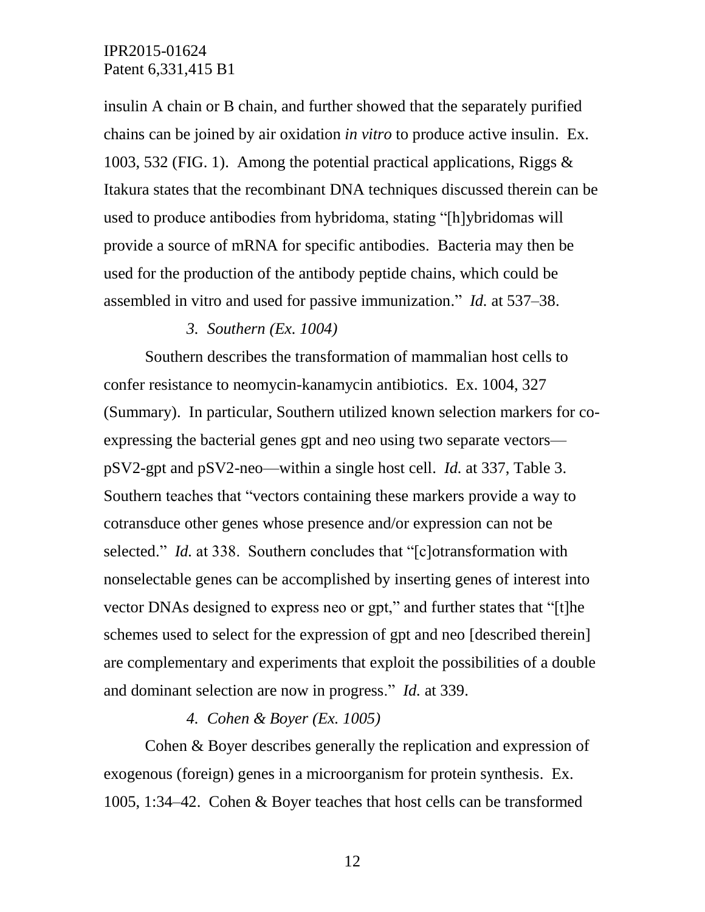insulin A chain or B chain, and further showed that the separately purified chains can be joined by air oxidation *in vitro* to produce active insulin. Ex. 1003, 532 (FIG. 1). Among the potential practical applications, Riggs & Itakura states that the recombinant DNA techniques discussed therein can be used to produce antibodies from hybridoma, stating "[h]ybridomas will provide a source of mRNA for specific antibodies. Bacteria may then be used for the production of the antibody peptide chains, which could be assembled in vitro and used for passive immunization." *Id.* at 537–38.

### *3. Southern (Ex. 1004)*

Southern describes the transformation of mammalian host cells to confer resistance to neomycin-kanamycin antibiotics. Ex. 1004, 327 (Summary). In particular, Southern utilized known selection markers for co-expressing the bacterial genes gpt and neo using two separate vectors—pSV2-gpt and pSV2-neo—within a single host cell. *Id.* at 337, Table 3. Southern teaches that "vectors containing these markers provide a way to cotransduce other genes whose presence and/or expression can not be selected." *Id.* at 338. Southern concludes that "[c]otransformation with nonselectable genes can be accomplished by inserting genes of interest into vector DNAs designed to express neo or gpt," and further states that "[t]he schemes used to select for the expression of gpt and neo [described therein] are complementary and experiments that exploit the possibilities of a double and dominant selection are now in progress." *Id.* at 339.

### *4. Cohen & Boyer (Ex. 1005)*

Cohen & Boyer describes generally the replication and expression of exogenous (foreign) genes in a microorganism for protein synthesis. Ex. 1005, 1:34–42. Cohen & Boyer teaches that host cells can be transformed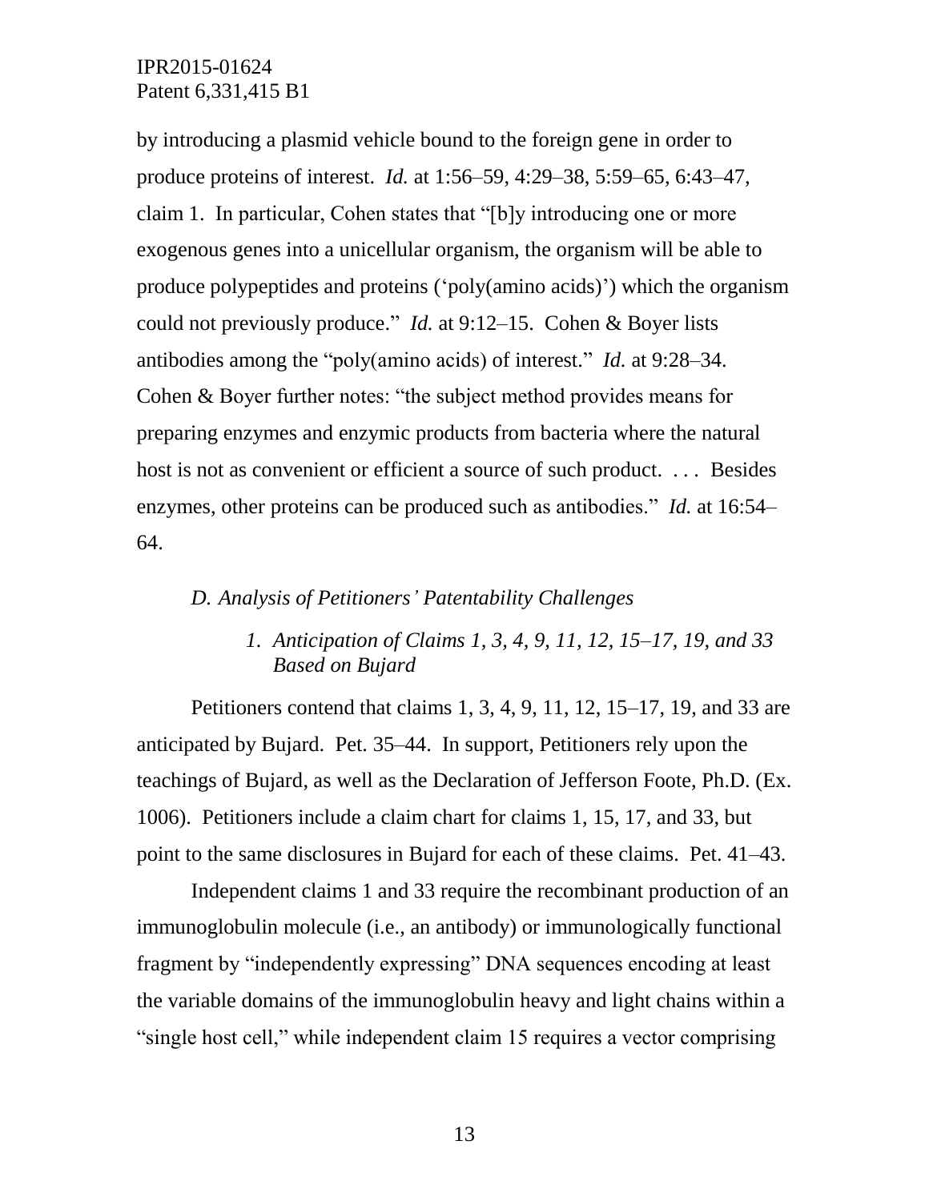by introducing a plasmid vehicle bound to the foreign gene in order to produce proteins of interest. *Id.* at 1:56–59, 4:29–38, 5:59–65, 6:43–47, claim 1. In particular, Cohen states that "[b]y introducing one or more exogenous genes into a unicellular organism, the organism will be able to produce polypeptides and proteins ('poly(amino acids)') which the organism could not previously produce." *Id.* at 9:12–15. Cohen & Boyer lists antibodies among the "poly(amino acids) of interest." *Id.* at 9:28–34. Cohen & Boyer further notes: "the subject method provides means for preparing enzymes and enzymic products from bacteria where the natural host is not as convenient or efficient a source of such product. . . . Besides enzymes, other proteins can be produced such as antibodies." *Id.* at 16:54–64.

### *D. Analysis of Petitioners' Patentability Challenges*

#### *1. Anticipation of Claims 1, 3, 4, 9, 11, 12, 15–17, 19, and 33 Based on Bujard*

Petitioners contend that claims 1, 3, 4, 9, 11, 12, 15–17, 19, and 33 are anticipated by Bujard. Pet. 35–44. In support, Petitioners rely upon the teachings of Bujard, as well as the Declaration of Jefferson Foote, Ph.D. (Ex. 1006). Petitioners include a claim chart for claims 1, 15, 17, and 33, but point to the same disclosures in Bujard for each of these claims. Pet. 41–43.

Independent claims 1 and 33 require the recombinant production of an immunoglobulin molecule (i.e., an antibody) or immunologically functional fragment by "independently expressing" DNA sequences encoding at least the variable domains of the immunoglobulin heavy and light chains within a "single host cell," while independent claim 15 requires a vector comprising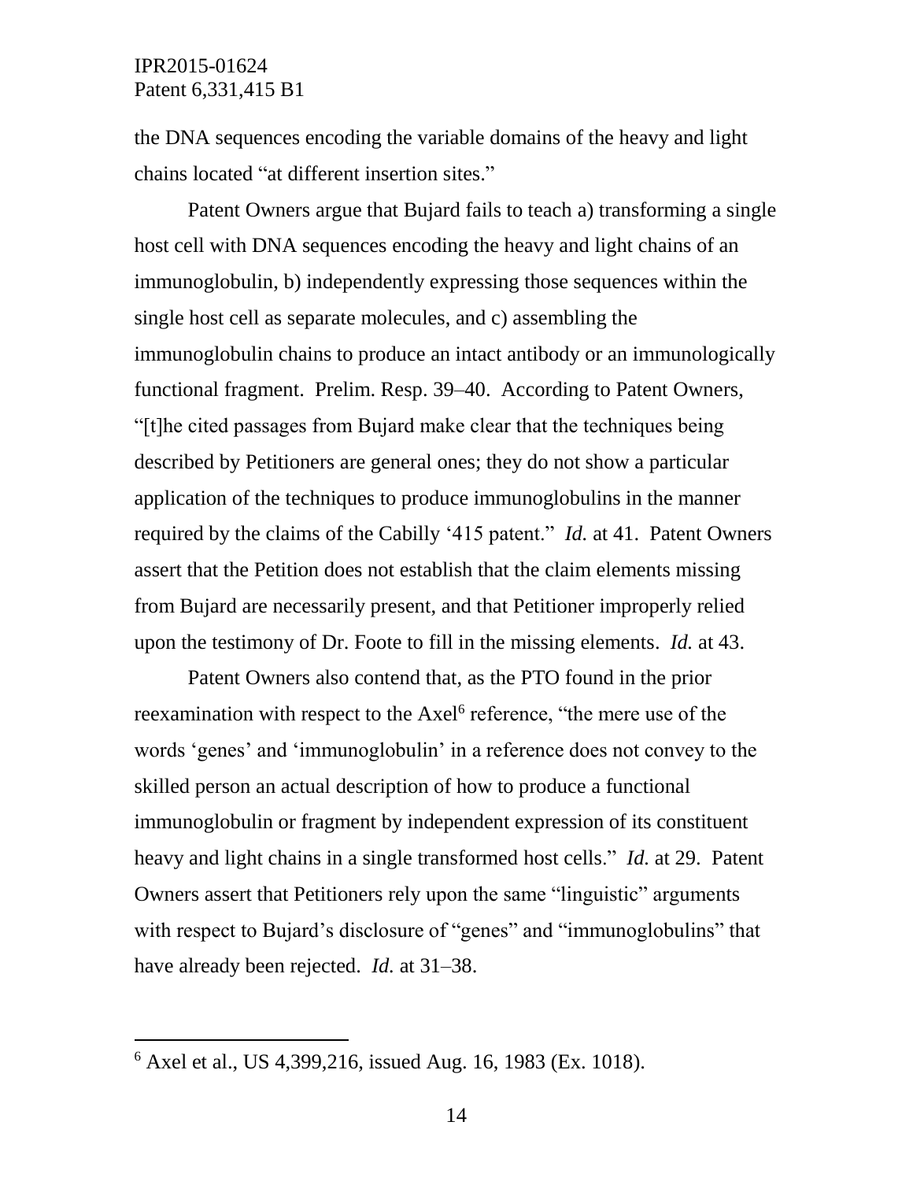the DNA sequences encoding the variable domains of the heavy and light chains located "at different insertion sites."

Patent Owners argue that Bujard fails to teach a) transforming a single host cell with DNA sequences encoding the heavy and light chains of an immunoglobulin, b) independently expressing those sequences within the single host cell as separate molecules, and c) assembling the immunoglobulin chains to produce an intact antibody or an immunologically functional fragment. Prelim. Resp. 39–40. According to Patent Owners, "[t]he cited passages from Bujard make clear that the techniques being described by Petitioners are general ones; they do not show a particular application of the techniques to produce immunoglobulins in the manner required by the claims of the Cabilly '415 patent." *Id.* at 41. Patent Owners assert that the Petition does not establish that the claim elements missing from Bujard are necessarily present, and that Petitioner improperly relied upon the testimony of Dr. Foote to fill in the missing elements. *Id.* at 43.

Patent Owners also contend that, as the PTO found in the prior reexamination with respect to the Axel[6] reference, "the mere use of the words 'genes' and 'immunoglobulin' in a reference does not convey to the skilled person an actual description of how to produce a functional immunoglobulin or fragment by independent expression of its constituent heavy and light chains in a single transformed host cells." *Id.* at 29. Patent Owners assert that Petitioners rely upon the same "linguistic" arguments with respect to Bujard's disclosure of "genes" and "immunoglobulins" that have already been rejected. *Id.* at 31–38.

---

[6] Axel et al., US 4,399,216, issued Aug. 16, 1983 (Ex. 1018).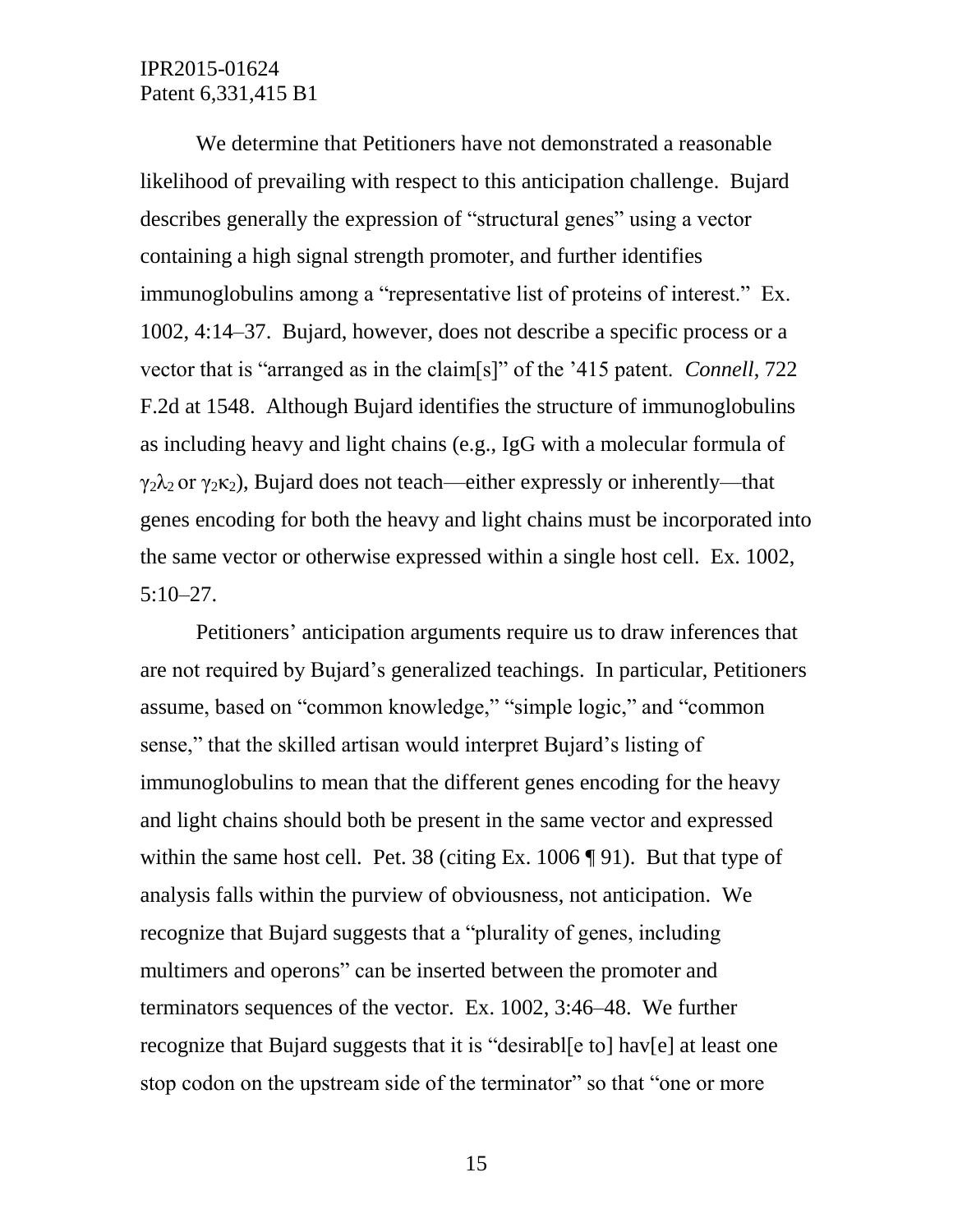We determine that Petitioners have not demonstrated a reasonable likelihood of prevailing with respect to this anticipation challenge. Bujard describes generally the expression of "structural genes" using a vector containing a high signal strength promoter, and further identifies immunoglobulins among a "representative list of proteins of interest." Ex. 1002, 4:14–37. Bujard, however, does not describe a specific process or a vector that is "arranged as in the claim[s]" of the '415 patent. *Connell*, 722 F.2d at 1548. Although Bujard identifies the structure of immunoglobulins as including heavy and light chains (e.g., IgG with a molecular formula of $\gamma_2\lambda_2$ or $\gamma_2\kappa_2$), Bujard does not teach—either expressly or inherently—that genes encoding for both the heavy and light chains must be incorporated into the same vector or otherwise expressed within a single host cell. Ex. 1002, 5:10–27.

Petitioners' anticipation arguments require us to draw inferences that are not required by Bujard's generalized teachings. In particular, Petitioners assume, based on "common knowledge," "simple logic," and "common sense," that the skilled artisan would interpret Bujard's listing of immunoglobulins to mean that the different genes encoding for the heavy and light chains should both be present in the same vector and expressed within the same host cell. Pet. 38 (citing Ex. 1006 ¶ 91). But that type of analysis falls within the purview of obviousness, not anticipation. We recognize that Bujard suggests that a "plurality of genes, including multimers and operons" can be inserted between the promoter and terminators sequences of the vector. Ex. 1002, 3:46–48. We further recognize that Bujard suggests that it is "desirabl[e to] hav[e] at least one stop codon on the upstream side of the terminator" so that "one or more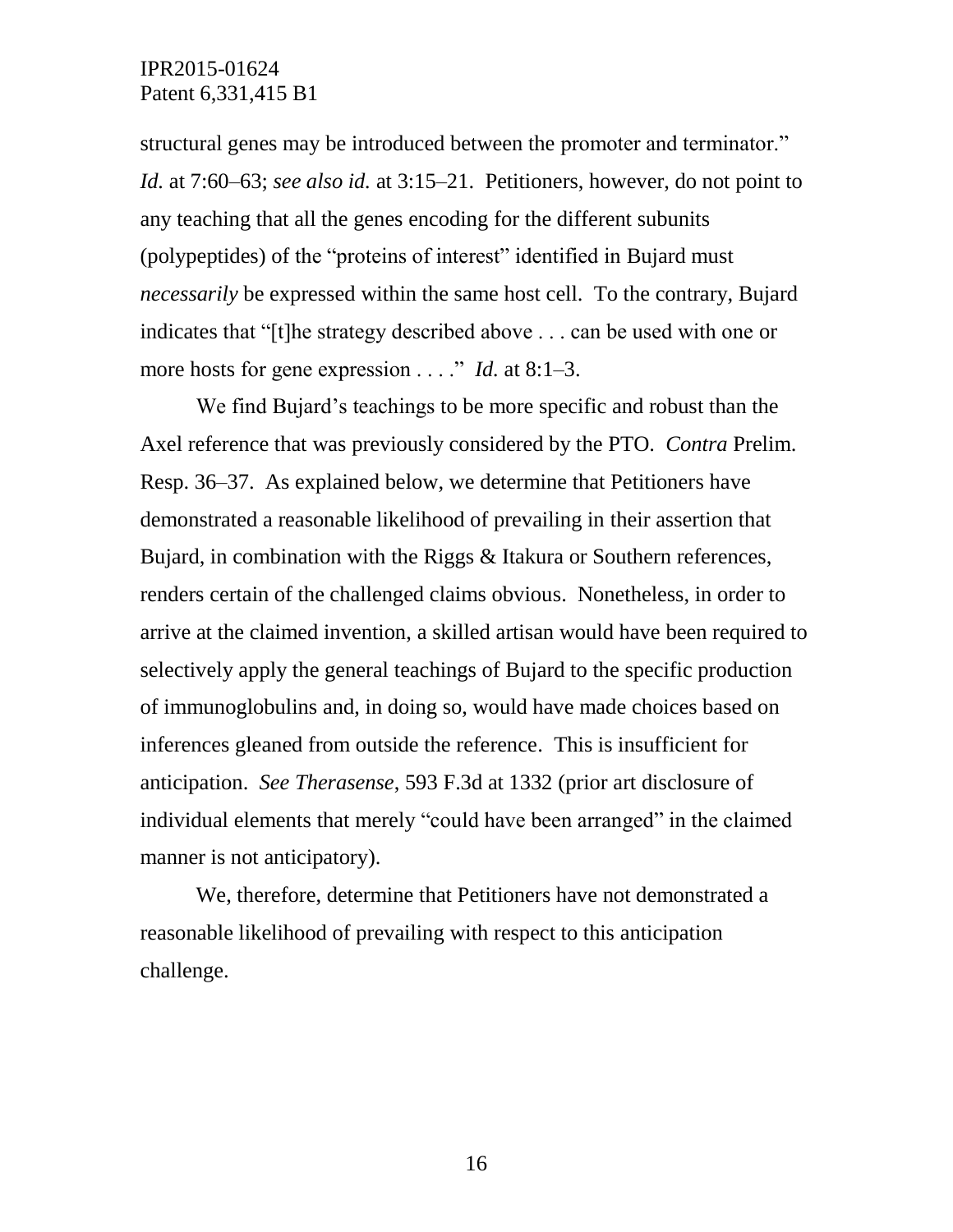structural genes may be introduced between the promoter and terminator." *Id.* at 7:60–63; *see also id.* at 3:15–21. Petitioners, however, do not point to any teaching that all the genes encoding for the different subunits (polypeptides) of the "proteins of interest" identified in Bujard must *necessarily* be expressed within the same host cell. To the contrary, Bujard indicates that "[t]he strategy described above . . . can be used with one or more hosts for gene expression . . . ." *Id.* at 8:1–3.

We find Bujard's teachings to be more specific and robust than the Axel reference that was previously considered by the PTO. *Contra* Prelim. Resp. 36–37. As explained below, we determine that Petitioners have demonstrated a reasonable likelihood of prevailing in their assertion that Bujard, in combination with the Riggs & Itakura or Southern references, renders certain of the challenged claims obvious. Nonetheless, in order to arrive at the claimed invention, a skilled artisan would have been required to selectively apply the general teachings of Bujard to the specific production of immunoglobulins and, in doing so, would have made choices based on inferences gleaned from outside the reference. This is insufficient for anticipation. *See Therasense*, 593 F.3d at 1332 (prior art disclosure of individual elements that merely "could have been arranged" in the claimed manner is not anticipatory).

We, therefore, determine that Petitioners have not demonstrated a reasonable likelihood of prevailing with respect to this anticipation challenge.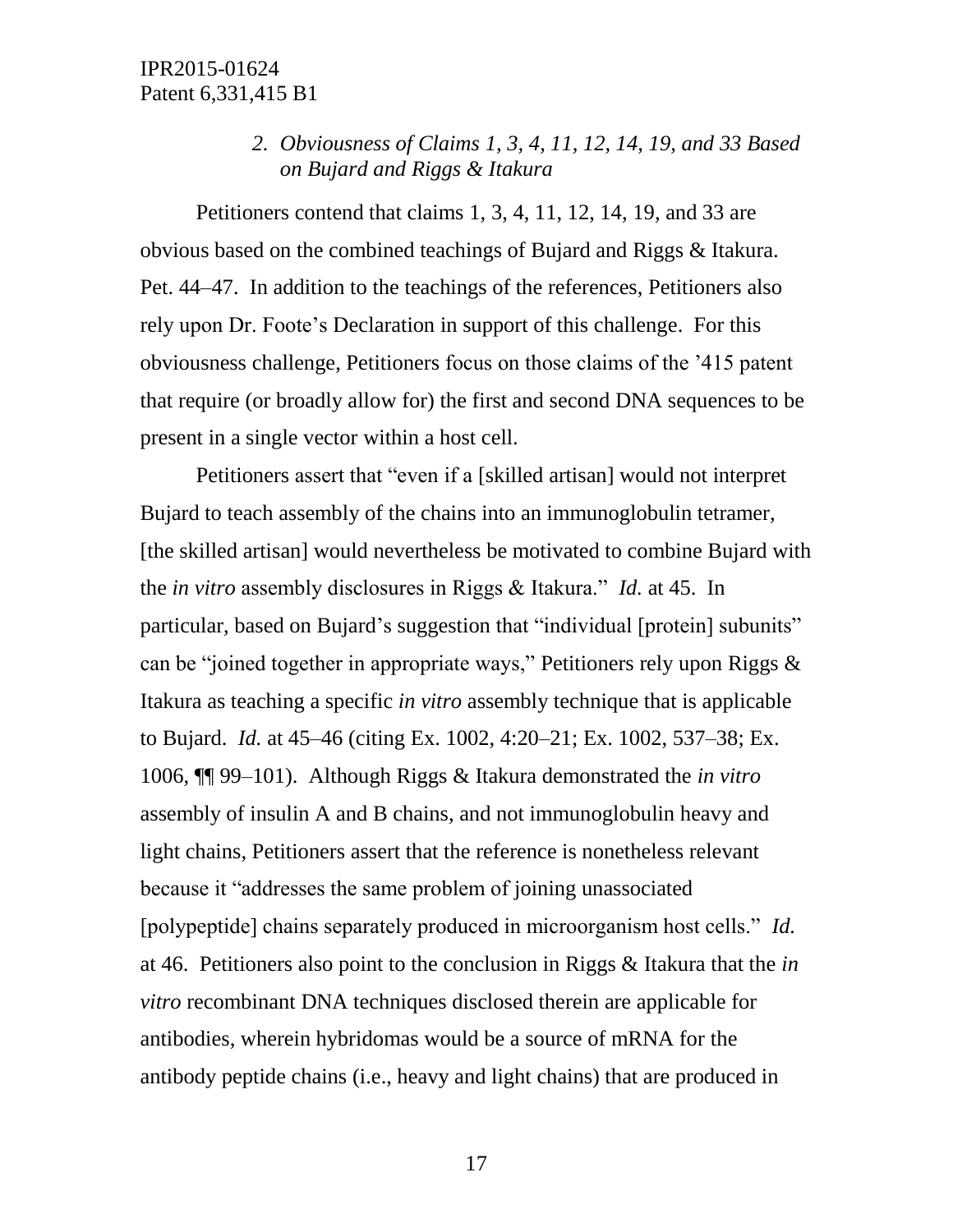### *2. Obviousness of Claims 1, 3, 4, 11, 12, 14, 19, and 33 Based on Bujard and Riggs & Itakura*

Petitioners contend that claims 1, 3, 4, 11, 12, 14, 19, and 33 are obvious based on the combined teachings of Bujard and Riggs & Itakura. Pet. 44–47. In addition to the teachings of the references, Petitioners also rely upon Dr. Foote's Declaration in support of this challenge. For this obviousness challenge, Petitioners focus on those claims of the '415 patent that require (or broadly allow for) the first and second DNA sequences to be present in a single vector within a host cell.

Petitioners assert that "even if a [skilled artisan] would not interpret Bujard to teach assembly of the chains into an immunoglobulin tetramer, [the skilled artisan] would nevertheless be motivated to combine Bujard with the *in vitro* assembly disclosures in Riggs & Itakura." *Id.* at 45. In particular, based on Bujard's suggestion that "individual [protein] subunits" can be "joined together in appropriate ways," Petitioners rely upon Riggs & Itakura as teaching a specific *in vitro* assembly technique that is applicable to Bujard. *Id.* at 45–46 (citing Ex. 1002, 4:20–21; Ex. 1002, 537–38; Ex. 1006, ¶¶ 99–101). Although Riggs & Itakura demonstrated the *in vitro* assembly of insulin A and B chains, and not immunoglobulin heavy and light chains, Petitioners assert that the reference is nonetheless relevant because it "addresses the same problem of joining unassociated [polypeptide] chains separately produced in microorganism host cells." *Id.* at 46. Petitioners also point to the conclusion in Riggs & Itakura that the *in vitro* recombinant DNA techniques disclosed therein are applicable for antibodies, wherein hybridomas would be a source of mRNA for the antibody peptide chains (i.e., heavy and light chains) that are produced in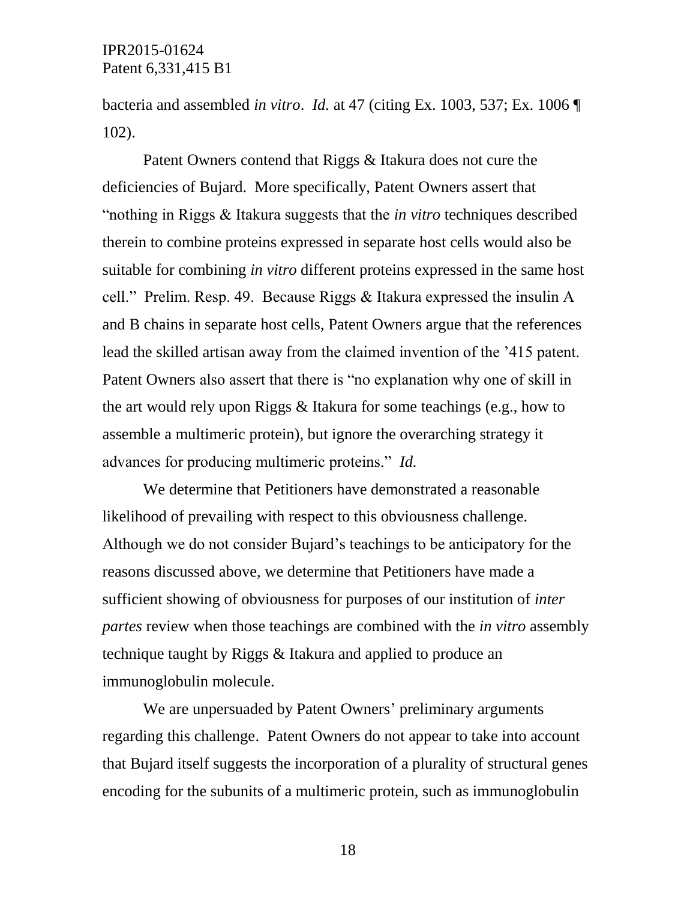bacteria and assembled *in vitro*. *Id.* at 47 (citing Ex. 1003, 537; Ex. 1006 ¶ 102).

Patent Owners contend that Riggs & Itakura does not cure the deficiencies of Bujard. More specifically, Patent Owners assert that "nothing in Riggs & Itakura suggests that the *in vitro* techniques described therein to combine proteins expressed in separate host cells would also be suitable for combining *in vitro* different proteins expressed in the same host cell." Prelim. Resp. 49. Because Riggs & Itakura expressed the insulin A and B chains in separate host cells, Patent Owners argue that the references lead the skilled artisan away from the claimed invention of the '415 patent. Patent Owners also assert that there is "no explanation why one of skill in the art would rely upon Riggs & Itakura for some teachings (e.g., how to assemble a multimeric protein), but ignore the overarching strategy it advances for producing multimeric proteins." *Id.*

We determine that Petitioners have demonstrated a reasonable likelihood of prevailing with respect to this obviousness challenge. Although we do not consider Bujard's teachings to be anticipatory for the reasons discussed above, we determine that Petitioners have made a sufficient showing of obviousness for purposes of our institution of *inter partes* review when those teachings are combined with the *in vitro* assembly technique taught by Riggs & Itakura and applied to produce an immunoglobulin molecule.

We are unpersuaded by Patent Owners' preliminary arguments regarding this challenge. Patent Owners do not appear to take into account that Bujard itself suggests the incorporation of a plurality of structural genes encoding for the subunits of a multimeric protein, such as immunoglobulin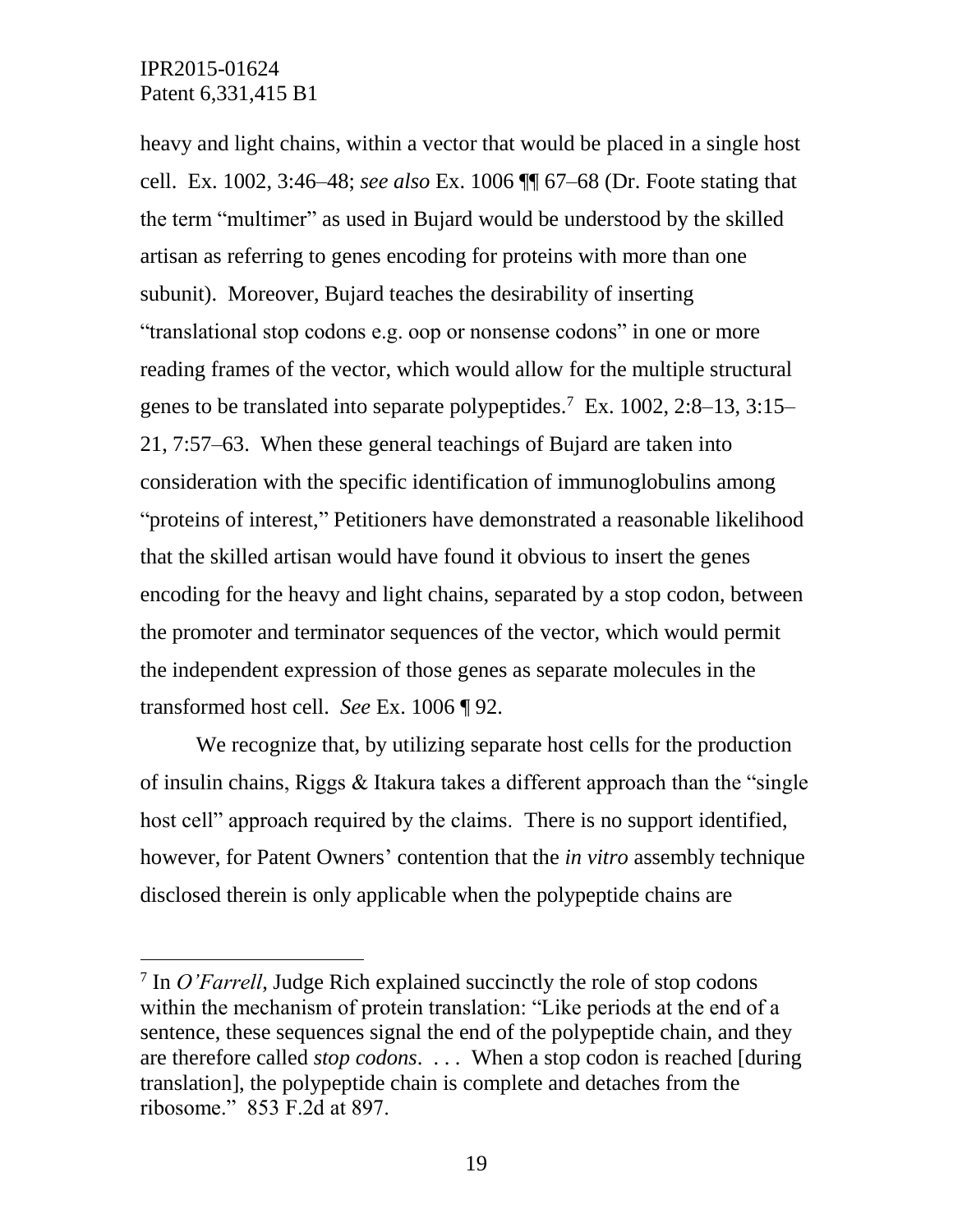heavy and light chains, within a vector that would be placed in a single host cell. Ex. 1002, 3:46–48; *see also* Ex. 1006 ¶¶ 67–68 (Dr. Foote stating that the term "multimer" as used in Bujard would be understood by the skilled artisan as referring to genes encoding for proteins with more than one subunit). Moreover, Bujard teaches the desirability of inserting "translational stop codons e.g. oop or nonsense codons" in one or more reading frames of the vector, which would allow for the multiple structural genes to be translated into separate polypeptides.[7] Ex. 1002, 2:8–13, 3:15–21, 7:57–63. When these general teachings of Bujard are taken into consideration with the specific identification of immunoglobulins among "proteins of interest," Petitioners have demonstrated a reasonable likelihood that the skilled artisan would have found it obvious to insert the genes encoding for the heavy and light chains, separated by a stop codon, between the promoter and terminator sequences of the vector, which would permit the independent expression of those genes as separate molecules in the transformed host cell. *See* Ex. 1006 ¶ 92.

We recognize that, by utilizing separate host cells for the production of insulin chains, Riggs & Itakura takes a different approach than the "single host cell" approach required by the claims. There is no support identified, however, for Patent Owners' contention that the *in vitro* assembly technique disclosed therein is only applicable when the polypeptide chains are

---

[7] In *O'Farrell*, Judge Rich explained succinctly the role of stop codons within the mechanism of protein translation: "Like periods at the end of a sentence, these sequences signal the end of the polypeptide chain, and they are therefore called *stop codons*. . . . When a stop codon is reached [during translation], the polypeptide chain is complete and detaches from the ribosome." 853 F.2d at 897.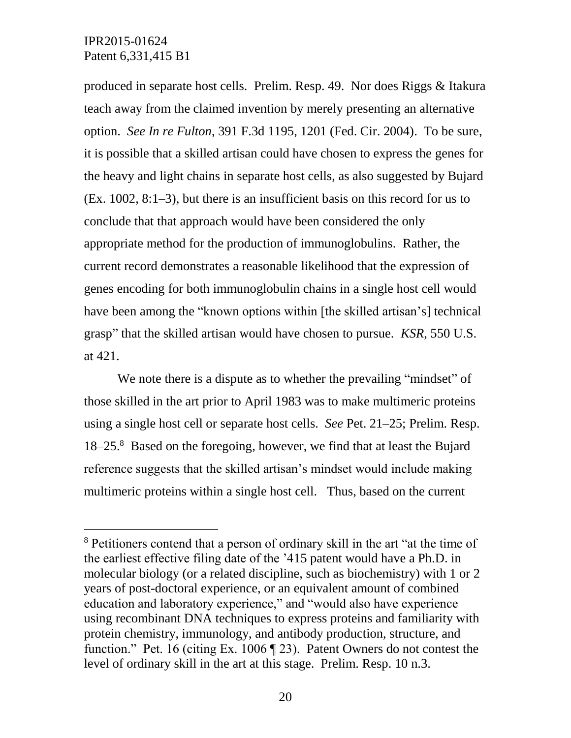produced in separate host cells. Prelim. Resp. 49. Nor does Riggs & Itakura teach away from the claimed invention by merely presenting an alternative option. *See In re Fulton*, 391 F.3d 1195, 1201 (Fed. Cir. 2004). To be sure, it is possible that a skilled artisan could have chosen to express the genes for the heavy and light chains in separate host cells, as also suggested by Bujard (Ex. 1002, 8:1–3), but there is an insufficient basis on this record for us to conclude that that approach would have been considered the only appropriate method for the production of immunoglobulins. Rather, the current record demonstrates a reasonable likelihood that the expression of genes encoding for both immunoglobulin chains in a single host cell would have been among the "known options within [the skilled artisan's] technical grasp" that the skilled artisan would have chosen to pursue. *KSR*, 550 U.S. at 421.

We note there is a dispute as to whether the prevailing "mindset" of those skilled in the art prior to April 1983 was to make multimeric proteins using a single host cell or separate host cells. *See* Pet. 21–25; Prelim. Resp. 18–25.[8] Based on the foregoing, however, we find that at least the Bujard reference suggests that the skilled artisan's mindset would include making multimeric proteins within a single host cell. Thus, based on the current

---

[8] Petitioners contend that a person of ordinary skill in the art "at the time of the earliest effective filing date of the '415 patent would have a Ph.D. in molecular biology (or a related discipline, such as biochemistry) with 1 or 2 years of post-doctoral experience, or an equivalent amount of combined education and laboratory experience," and "would also have experience using recombinant DNA techniques to express proteins and familiarity with protein chemistry, immunology, and antibody production, structure, and function." Pet. 16 (citing Ex. 1006 ¶ 23). Patent Owners do not contest the level of ordinary skill in the art at this stage. Prelim. Resp. 10 n.3.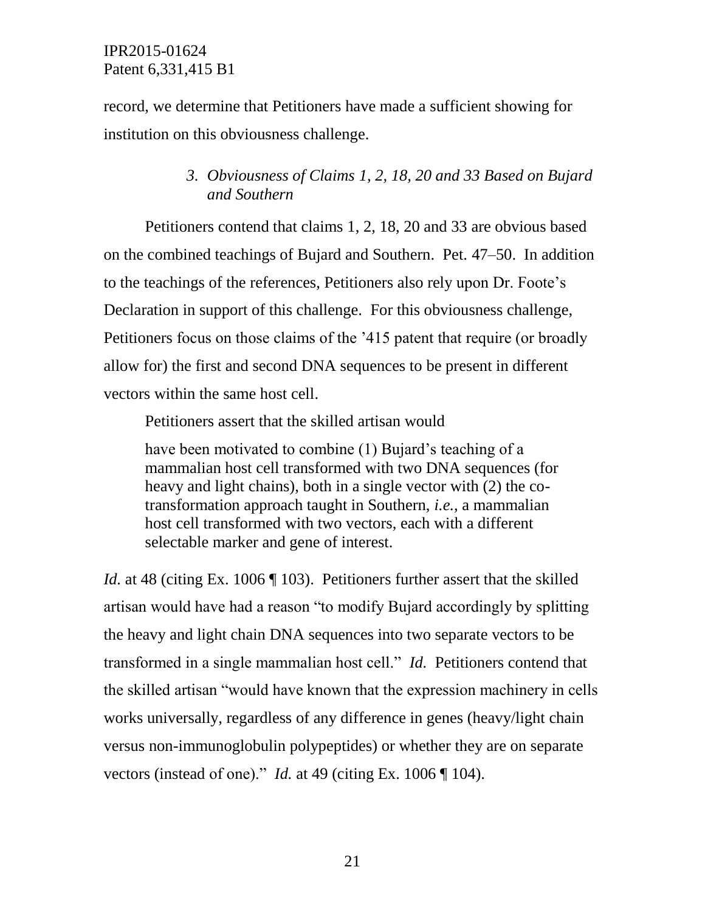record, we determine that Petitioners have made a sufficient showing for institution on this obviousness challenge.

### *3. Obviousness of Claims 1, 2, 18, 20 and 33 Based on Bujard and Southern*

Petitioners contend that claims 1, 2, 18, 20 and 33 are obvious based on the combined teachings of Bujard and Southern. Pet. 47–50. In addition to the teachings of the references, Petitioners also rely upon Dr. Foote's Declaration in support of this challenge. For this obviousness challenge, Petitioners focus on those claims of the '415 patent that require (or broadly allow for) the first and second DNA sequences to be present in different vectors within the same host cell.

Petitioners assert that the skilled artisan would

> have been motivated to combine (1) Bujard's teaching of a mammalian host cell transformed with two DNA sequences (for heavy and light chains), both in a single vector with (2) the co-transformation approach taught in Southern, *i.e.*, a mammalian host cell transformed with two vectors, each with a different selectable marker and gene of interest.

*Id.* at 48 (citing Ex. 1006 ¶ 103). Petitioners further assert that the skilled artisan would have had a reason "to modify Bujard accordingly by splitting the heavy and light chain DNA sequences into two separate vectors to be transformed in a single mammalian host cell." *Id.* Petitioners contend that the skilled artisan "would have known that the expression machinery in cells works universally, regardless of any difference in genes (heavy/light chain versus non-immunoglobulin polypeptides) or whether they are on separate vectors (instead of one)." *Id.* at 49 (citing Ex. 1006 ¶ 104).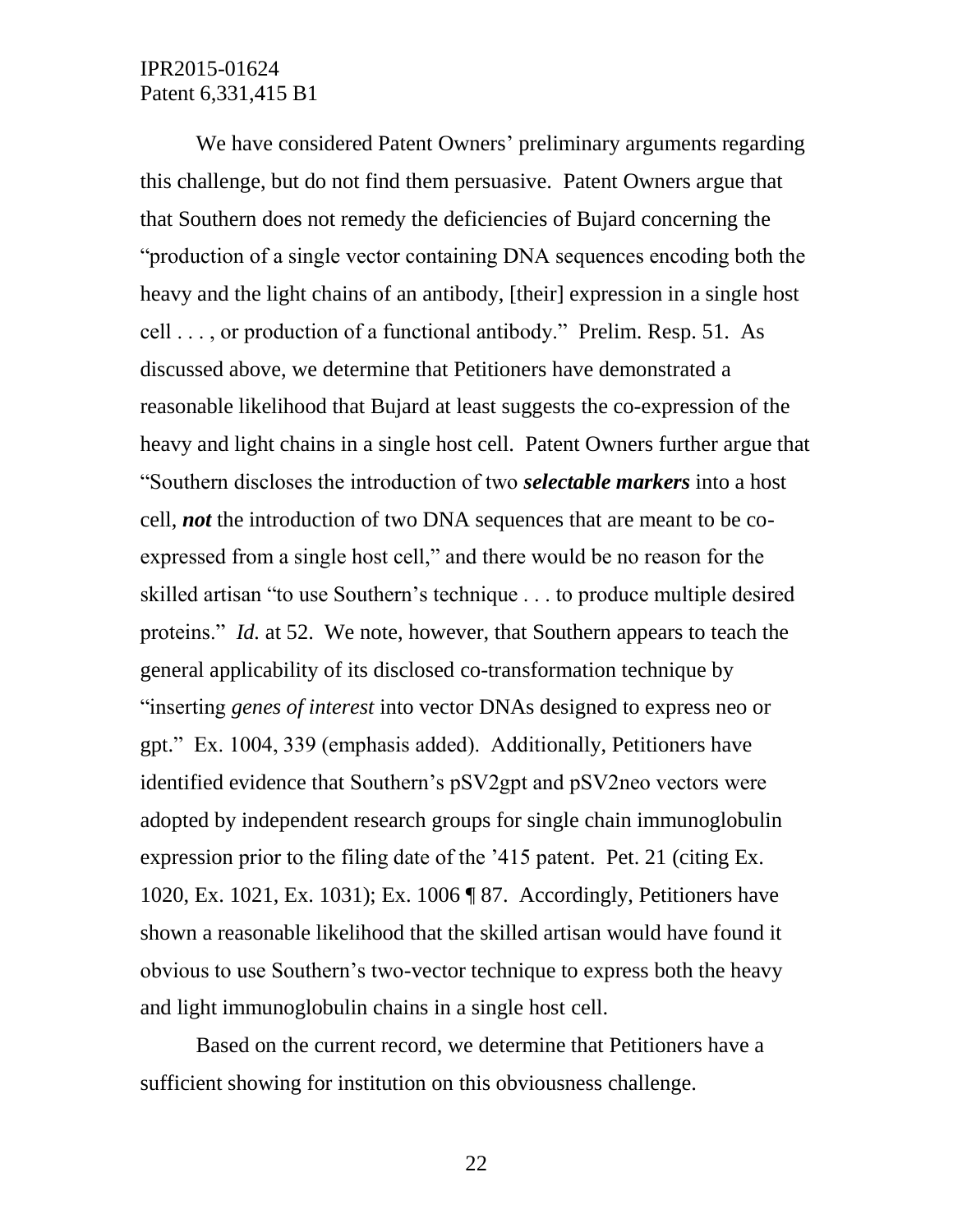We have considered Patent Owners' preliminary arguments regarding this challenge, but do not find them persuasive. Patent Owners argue that that Southern does not remedy the deficiencies of Bujard concerning the "production of a single vector containing DNA sequences encoding both the heavy and the light chains of an antibody, [their] expression in a single host cell . . . , or production of a functional antibody." Prelim. Resp. 51. As discussed above, we determine that Petitioners have demonstrated a reasonable likelihood that Bujard at least suggests the co-expression of the heavy and light chains in a single host cell. Patent Owners further argue that "Southern discloses the introduction of two ***selectable markers*** into a host cell, ***not*** the introduction of two DNA sequences that are meant to be co-expressed from a single host cell," and there would be no reason for the skilled artisan "to use Southern's technique . . . to produce multiple desired proteins." *Id.* at 52. We note, however, that Southern appears to teach the general applicability of its disclosed co-transformation technique by "inserting *genes of interest* into vector DNAs designed to express neo or gpt." Ex. 1004, 339 (emphasis added). Additionally, Petitioners have identified evidence that Southern's pSV2gpt and pSV2neo vectors were adopted by independent research groups for single chain immunoglobulin expression prior to the filing date of the '415 patent. Pet. 21 (citing Ex. 1020, Ex. 1021, Ex. 1031); Ex. 1006 ¶ 87. Accordingly, Petitioners have shown a reasonable likelihood that the skilled artisan would have found it obvious to use Southern's two-vector technique to express both the heavy and light immunoglobulin chains in a single host cell.

Based on the current record, we determine that Petitioners have a sufficient showing for institution on this obviousness challenge.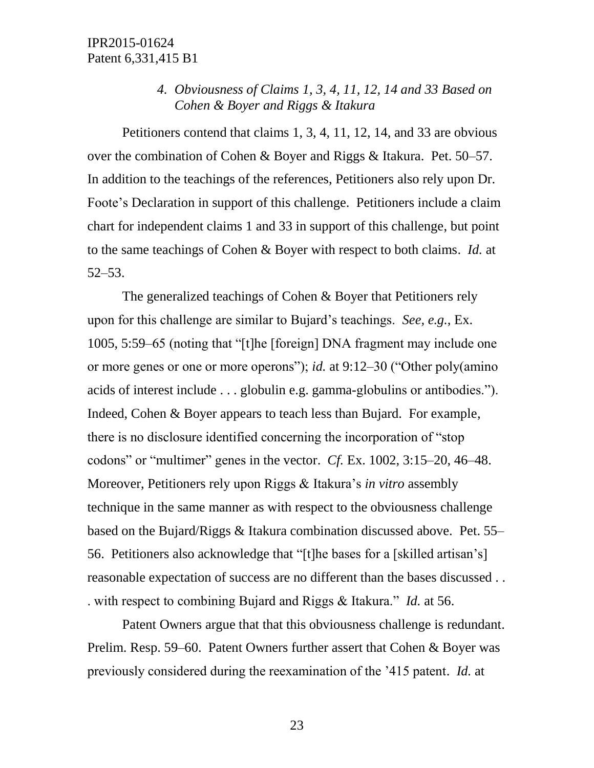#### *4. Obviousness of Claims 1, 3, 4, 11, 12, 14 and 33 Based on Cohen & Boyer and Riggs & Itakura*

Petitioners contend that claims 1, 3, 4, 11, 12, 14, and 33 are obvious over the combination of Cohen & Boyer and Riggs & Itakura. Pet. 50–57. In addition to the teachings of the references, Petitioners also rely upon Dr. Foote's Declaration in support of this challenge. Petitioners include a claim chart for independent claims 1 and 33 in support of this challenge, but point to the same teachings of Cohen & Boyer with respect to both claims. *Id.* at 52–53.

The generalized teachings of Cohen & Boyer that Petitioners rely upon for this challenge are similar to Bujard's teachings. *See, e.g.*, Ex. 1005, 5:59–65 (noting that "[t]he [foreign] DNA fragment may include one or more genes or one or more operons"); *id.* at 9:12–30 ("Other poly(amino acids of interest include . . . globulin e.g. gamma-globulins or antibodies."). Indeed, Cohen & Boyer appears to teach less than Bujard. For example, there is no disclosure identified concerning the incorporation of "stop codons" or "multimer" genes in the vector. *Cf.* Ex. 1002, 3:15–20, 46–48. Moreover, Petitioners rely upon Riggs & Itakura's *in vitro* assembly technique in the same manner as with respect to the obviousness challenge based on the Bujard/Riggs & Itakura combination discussed above. Pet. 55–56. Petitioners also acknowledge that "[t]he bases for a [skilled artisan's] reasonable expectation of success are no different than the bases discussed . . . with respect to combining Bujard and Riggs & Itakura." *Id.* at 56.

Patent Owners argue that that this obviousness challenge is redundant. Prelim. Resp. 59–60. Patent Owners further assert that Cohen & Boyer was previously considered during the reexamination of the '415 patent. *Id.* at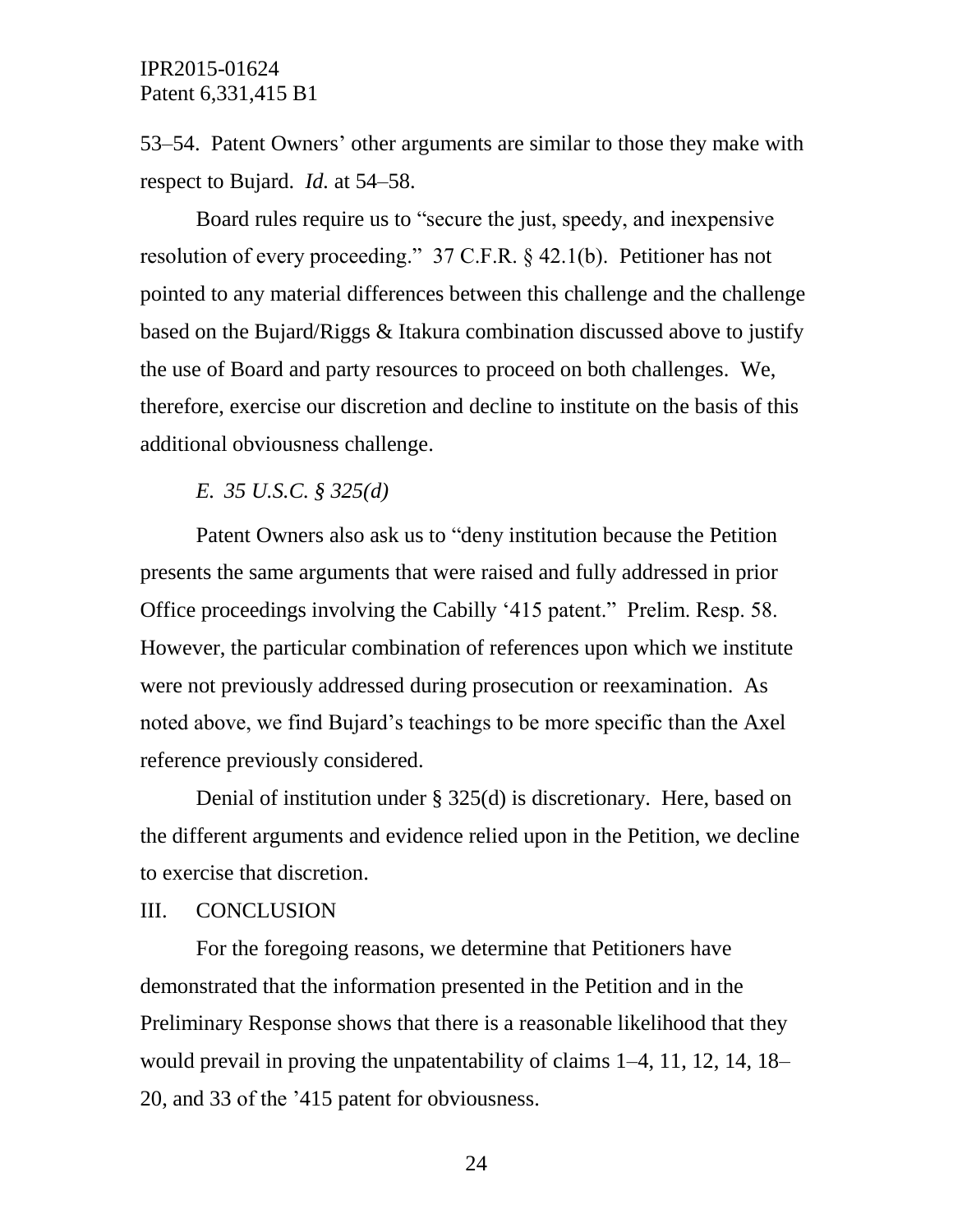53–54. Patent Owners' other arguments are similar to those they make with respect to Bujard. *Id.* at 54–58.

Board rules require us to "secure the just, speedy, and inexpensive resolution of every proceeding." 37 C.F.R. § 42.1(b). Petitioner has not pointed to any material differences between this challenge and the challenge based on the Bujard/Riggs & Itakura combination discussed above to justify the use of Board and party resources to proceed on both challenges. We, therefore, exercise our discretion and decline to institute on the basis of this additional obviousness challenge.

### *E. 35 U.S.C. § 325(d)*

Patent Owners also ask us to "deny institution because the Petition presents the same arguments that were raised and fully addressed in prior Office proceedings involving the Cabilly '415 patent." Prelim. Resp. 58. However, the particular combination of references upon which we institute were not previously addressed during prosecution or reexamination. As noted above, we find Bujard's teachings to be more specific than the Axel reference previously considered.

Denial of institution under § 325(d) is discretionary. Here, based on the different arguments and evidence relied upon in the Petition, we decline to exercise that discretion.

## III. CONCLUSION

For the foregoing reasons, we determine that Petitioners have demonstrated that the information presented in the Petition and in the Preliminary Response shows that there is a reasonable likelihood that they would prevail in proving the unpatentability of claims 1–4, 11, 12, 14, 18–20, and 33 of the '415 patent for obviousness.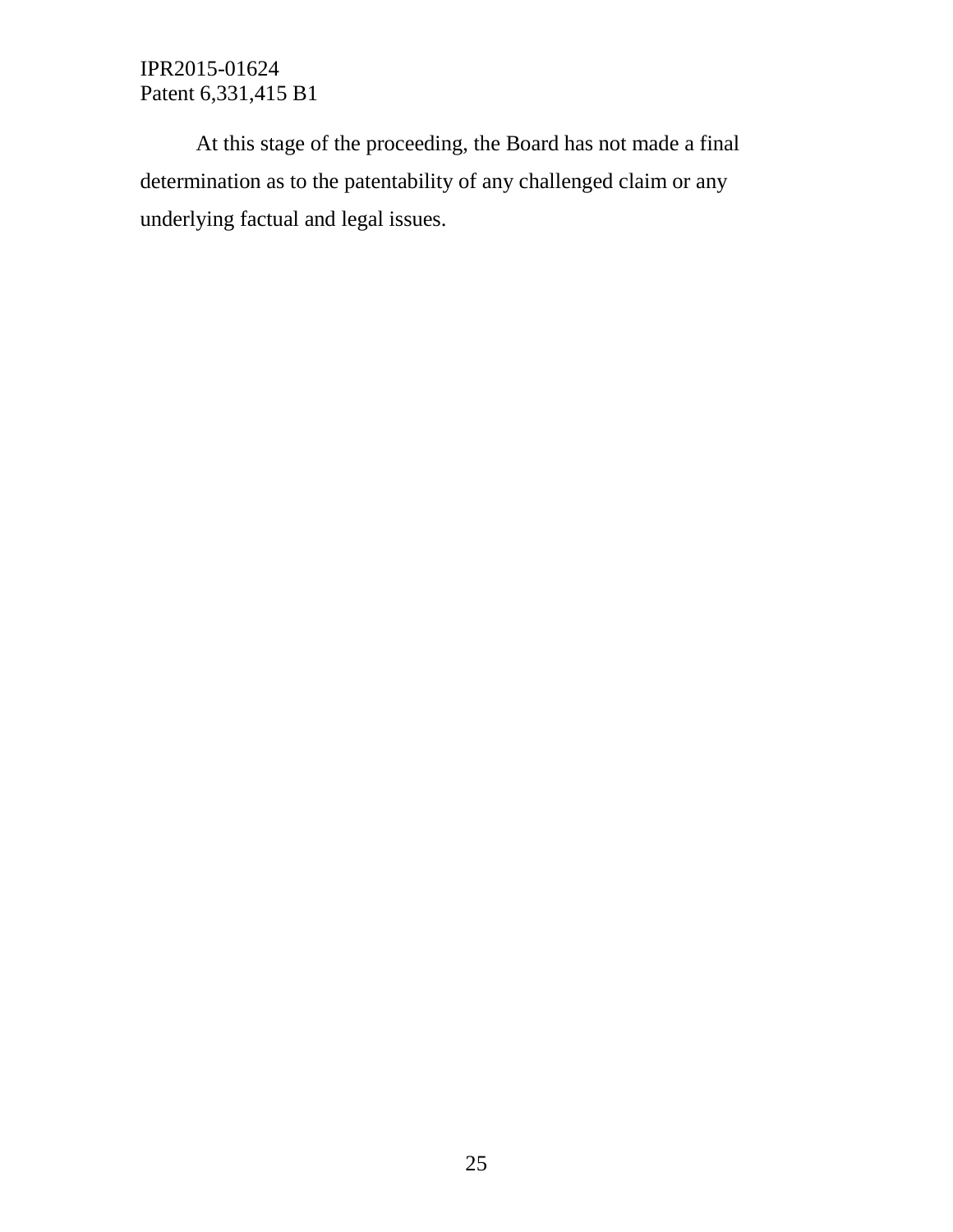At this stage of the proceeding, the Board has not made a final determination as to the patentability of any challenged claim or any underlying factual and legal issues.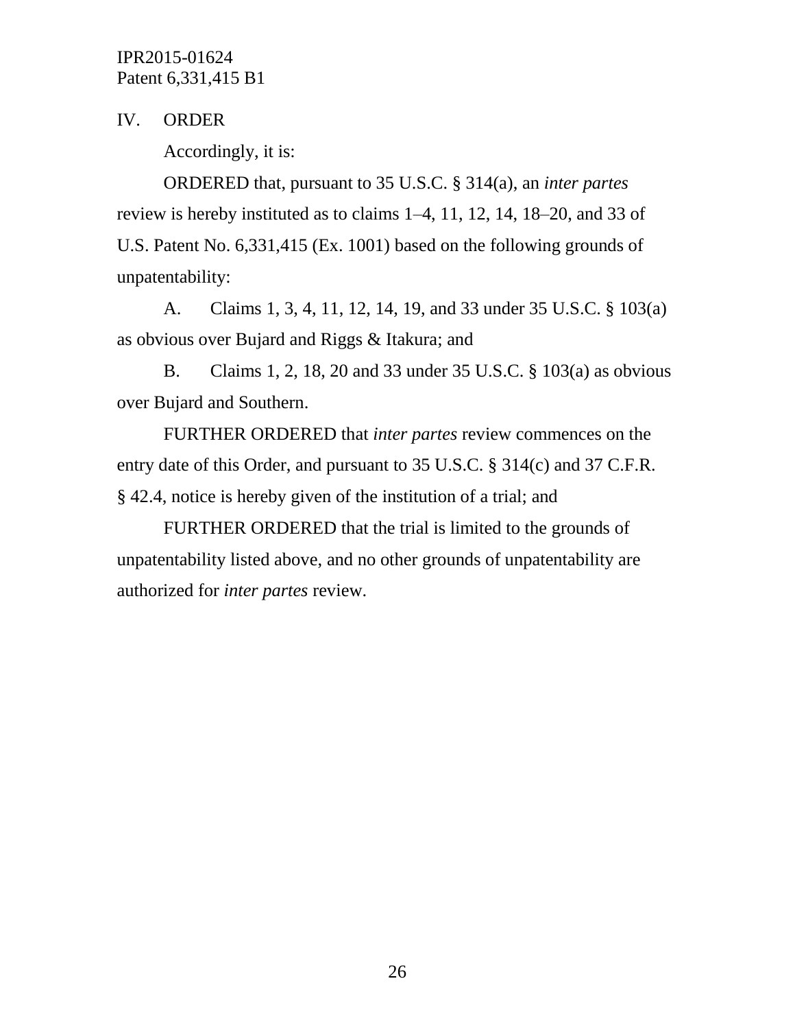## IV. ORDER

Accordingly, it is:

ORDERED that, pursuant to 35 U.S.C. § 314(a), an *inter partes* review is hereby instituted as to claims 1–4, 11, 12, 14, 18–20, and 33 of U.S. Patent No. 6,331,415 (Ex. 1001) based on the following grounds of unpatentability:

A. Claims 1, 3, 4, 11, 12, 14, 19, and 33 under 35 U.S.C. § 103(a) as obvious over Bujard and Riggs & Itakura; and

B. Claims 1, 2, 18, 20 and 33 under 35 U.S.C. § 103(a) as obvious over Bujard and Southern.

FURTHER ORDERED that *inter partes* review commences on the entry date of this Order, and pursuant to 35 U.S.C. § 314(c) and 37 C.F.R. § 42.4, notice is hereby given of the institution of a trial; and

FURTHER ORDERED that the trial is limited to the grounds of unpatentability listed above, and no other grounds of unpatentability are authorized for *inter partes* review.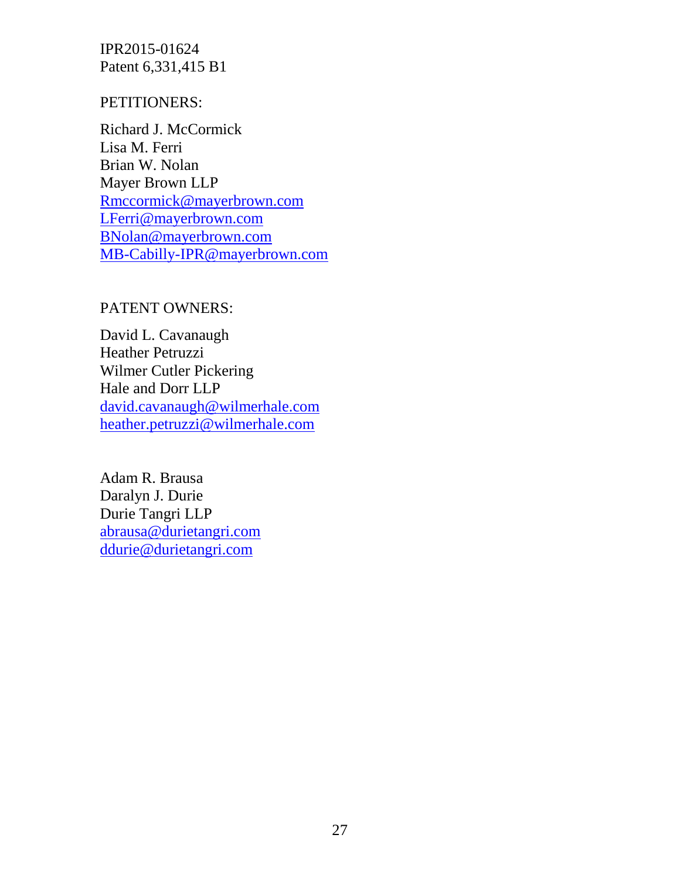IPR2015-01624
Patent 6,331,415 B1

PETITIONERS:

Richard J. McCormick
Lisa M. Ferri
Brian W. Nolan
Mayer Brown LLP
Rmccormick@mayerbrown.com
LFerri@mayerbrown.com
BNolan@mayerbrown.com
MB-Cabilly-IPR@mayerbrown.com

PATENT OWNERS:

David L. Cavanaugh
Heather Petruzzi
Wilmer Cutler Pickering
Hale and Dorr LLP
david.cavanaugh@wilmerhale.com
heather.petruzzi@wilmerhale.com

Adam R. Brausa
Daralyn J. Durie
Durie Tangri LLP
abrausa@durietangri.com
ddurie@durietangri.com